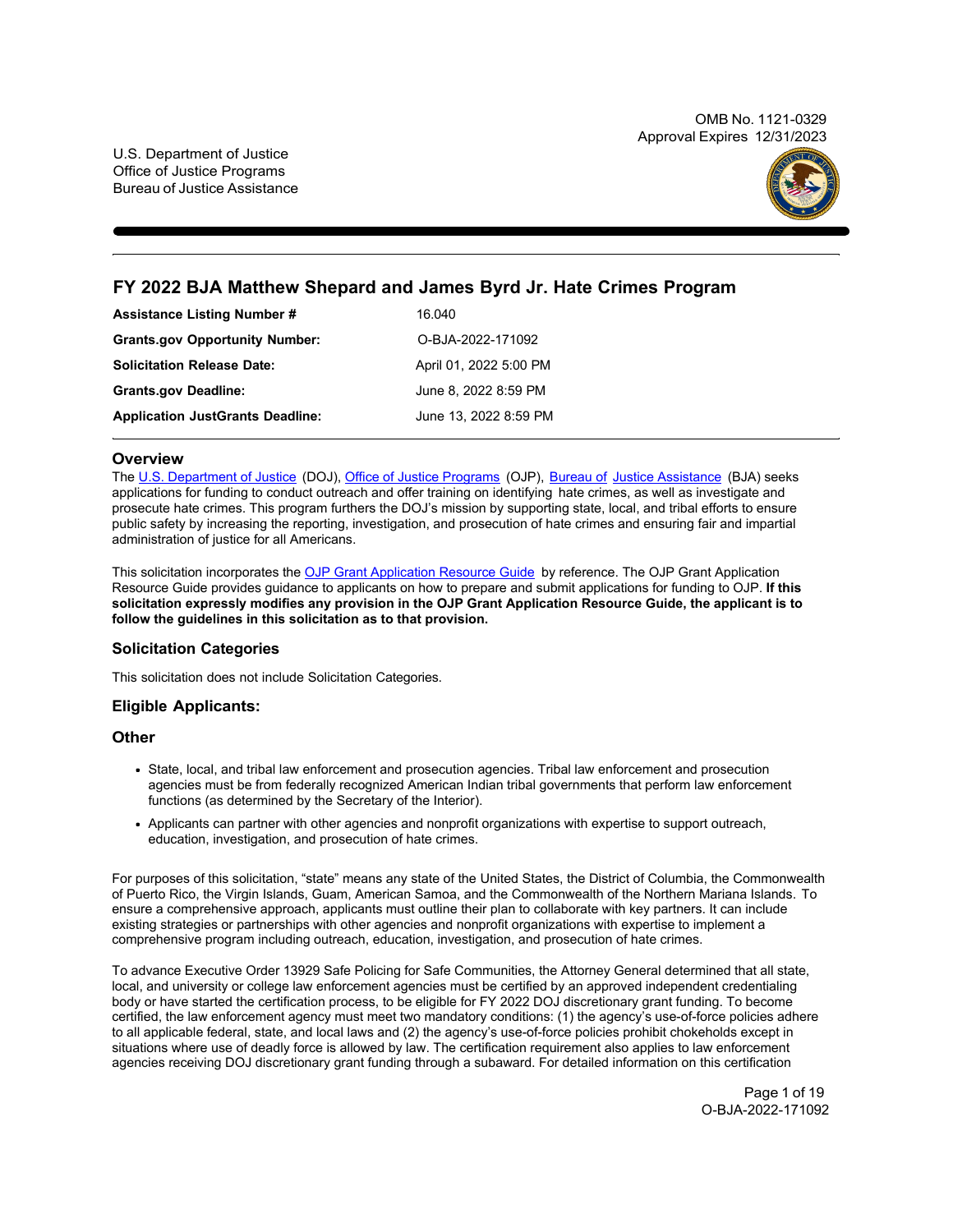OMB No. 1121-0329
Approval Expires 12/31/2023

U.S. Department of Justice
Office of Justice Programs
Bureau of Justice Assistance

# FY 2022 BJA Matthew Shepard and James Byrd Jr. Hate Crimes Program

| | |
|---|---|
| **Assistance Listing Number #** | 16.040 |
| **Grants.gov Opportunity Number:** | O-BJA-2022-171092 |
| **Solicitation Release Date:** | April 01, 2022 5:00 PM |
| **Grants.gov Deadline:** | June 8, 2022 8:59 PM |
| **Application JustGrants Deadline:** | June 13, 2022 8:59 PM |

## Overview

The U.S. Department of Justice (DOJ), Office of Justice Programs (OJP), Bureau of Justice Assistance (BJA) seeks applications for funding to conduct outreach and offer training on identifying hate crimes, as well as investigate and prosecute hate crimes. This program furthers the DOJ's mission by supporting state, local, and tribal efforts to ensure public safety by increasing the reporting, investigation, and prosecution of hate crimes and ensuring fair and impartial administration of justice for all Americans.

This solicitation incorporates the OJP Grant Application Resource Guide by reference. The OJP Grant Application Resource Guide provides guidance to applicants on how to prepare and submit applications for funding to OJP. **If this solicitation expressly modifies any provision in the OJP Grant Application Resource Guide, the applicant is to follow the guidelines in this solicitation as to that provision.**

### Solicitation Categories

This solicitation does not include Solicitation Categories.

### Eligible Applicants:

### Other

- State, local, and tribal law enforcement and prosecution agencies. Tribal law enforcement and prosecution agencies must be from federally recognized American Indian tribal governments that perform law enforcement functions (as determined by the Secretary of the Interior).
- Applicants can partner with other agencies and nonprofit organizations with expertise to support outreach, education, investigation, and prosecution of hate crimes.

For purposes of this solicitation, "state" means any state of the United States, the District of Columbia, the Commonwealth of Puerto Rico, the Virgin Islands, Guam, American Samoa, and the Commonwealth of the Northern Mariana Islands. To ensure a comprehensive approach, applicants must outline their plan to collaborate with key partners. It can include existing strategies or partnerships with other agencies and nonprofit organizations with expertise to implement a comprehensive program including outreach, education, investigation, and prosecution of hate crimes.

To advance Executive Order 13929 Safe Policing for Safe Communities, the Attorney General determined that all state, local, and university or college law enforcement agencies must be certified by an approved independent credentialing body or have started the certification process, to be eligible for FY 2022 DOJ discretionary grant funding. To become certified, the law enforcement agency must meet two mandatory conditions: (1) the agency's use-of-force policies adhere to all applicable federal, state, and local laws and (2) the agency's use-of-force policies prohibit chokeholds except in situations where use of deadly force is allowed by law. The certification requirement also applies to law enforcement agencies receiving DOJ discretionary grant funding through a subaward. For detailed information on this certification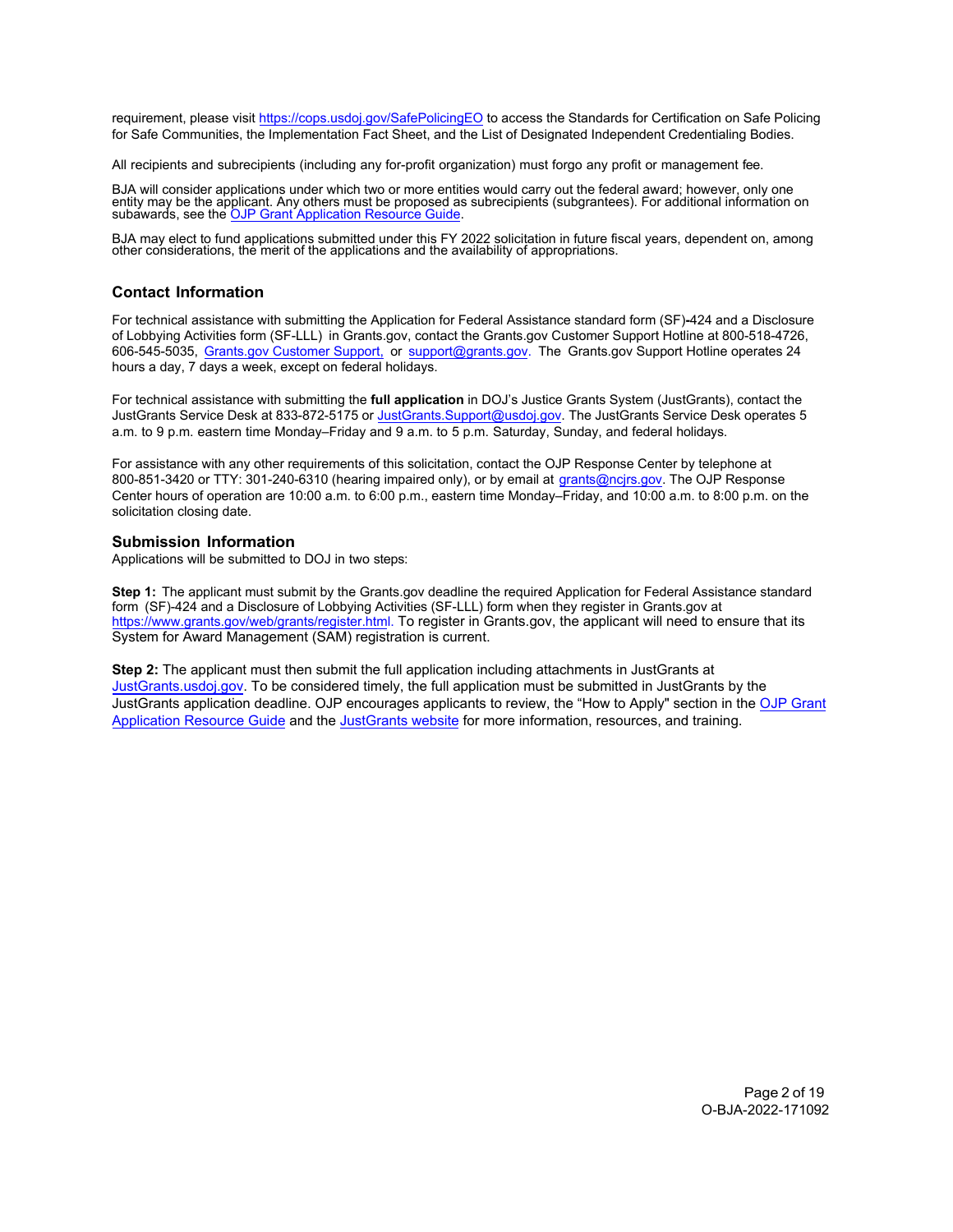requirement, please visit https://cops.usdoj.gov/SafePolicingEO to access the Standards for Certification on Safe Policing for Safe Communities, the Implementation Fact Sheet, and the List of Designated Independent Credentialing Bodies.

All recipients and subrecipients (including any for-profit organization) must forgo any profit or management fee.

BJA will consider applications under which two or more entities would carry out the federal award; however, only one entity may be the applicant. Any others must be proposed as subrecipients (subgrantees). For additional information on subawards, see the OJP Grant Application Resource Guide.

BJA may elect to fund applications submitted under this FY 2022 solicitation in future fiscal years, dependent on, among other considerations, the merit of the applications and the availability of appropriations.

## Contact Information

For technical assistance with submitting the Application for Federal Assistance standard form (SF)-424 and a Disclosure of Lobbying Activities form (SF-LLL) in Grants.gov, contact the Grants.gov Customer Support Hotline at 800-518-4726, 606-545-5035, Grants.gov Customer Support, or support@grants.gov. The Grants.gov Support Hotline operates 24 hours a day, 7 days a week, except on federal holidays.

For technical assistance with submitting the **full application** in DOJ's Justice Grants System (JustGrants), contact the JustGrants Service Desk at 833-872-5175 or JustGrants.Support@usdoj.gov. The JustGrants Service Desk operates 5 a.m. to 9 p.m. eastern time Monday–Friday and 9 a.m. to 5 p.m. Saturday, Sunday, and federal holidays.

For assistance with any other requirements of this solicitation, contact the OJP Response Center by telephone at 800-851-3420 or TTY: 301-240-6310 (hearing impaired only), or by email at grants@ncjrs.gov. The OJP Response Center hours of operation are 10:00 a.m. to 6:00 p.m., eastern time Monday–Friday, and 10:00 a.m. to 8:00 p.m. on the solicitation closing date.

## Submission Information

Applications will be submitted to DOJ in two steps:

**Step 1:** The applicant must submit by the Grants.gov deadline the required Application for Federal Assistance standard form (SF)-424 and a Disclosure of Lobbying Activities (SF-LLL) form when they register in Grants.gov at https://www.grants.gov/web/grants/register.html. To register in Grants.gov, the applicant will need to ensure that its System for Award Management (SAM) registration is current.

**Step 2:** The applicant must then submit the full application including attachments in JustGrants at JustGrants.usdoj.gov. To be considered timely, the full application must be submitted in JustGrants by the JustGrants application deadline. OJP encourages applicants to review, the "How to Apply" section in the OJP Grant Application Resource Guide and the JustGrants website for more information, resources, and training.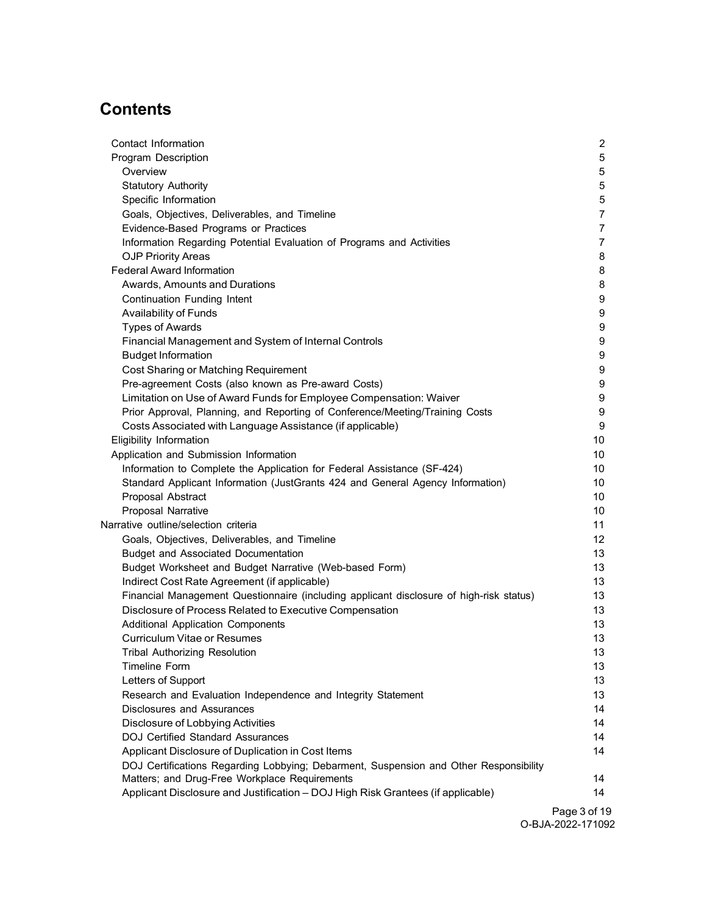# Contents

| | |
|---|---|
| Contact Information | 2 |
| Program Description | 5 |
| Overview | 5 |
| Statutory Authority | 5 |
| Specific Information | 5 |
| Goals, Objectives, Deliverables, and Timeline | 7 |
| Evidence-Based Programs or Practices | 7 |
| Information Regarding Potential Evaluation of Programs and Activities | 7 |
| OJP Priority Areas | 8 |
| Federal Award Information | 8 |
| Awards, Amounts and Durations | 8 |
| Continuation Funding Intent | 9 |
| Availability of Funds | 9 |
| Types of Awards | 9 |
| Financial Management and System of Internal Controls | 9 |
| Budget Information | 9 |
| Cost Sharing or Matching Requirement | 9 |
| Pre-agreement Costs (also known as Pre-award Costs) | 9 |
| Limitation on Use of Award Funds for Employee Compensation: Waiver | 9 |
| Prior Approval, Planning, and Reporting of Conference/Meeting/Training Costs | 9 |
| Costs Associated with Language Assistance (if applicable) | 9 |
| Eligibility Information | 10 |
| Application and Submission Information | 10 |
| Information to Complete the Application for Federal Assistance (SF-424) | 10 |
| Standard Applicant Information (JustGrants 424 and General Agency Information) | 10 |
| Proposal Abstract | 10 |
| Proposal Narrative | 10 |
| Narrative outline/selection criteria | 11 |
| Goals, Objectives, Deliverables, and Timeline | 12 |
| Budget and Associated Documentation | 13 |
| Budget Worksheet and Budget Narrative (Web-based Form) | 13 |
| Indirect Cost Rate Agreement (if applicable) | 13 |
| Financial Management Questionnaire (including applicant disclosure of high-risk status) | 13 |
| Disclosure of Process Related to Executive Compensation | 13 |
| Additional Application Components | 13 |
| Curriculum Vitae or Resumes | 13 |
| Tribal Authorizing Resolution | 13 |
| Timeline Form | 13 |
| Letters of Support | 13 |
| Research and Evaluation Independence and Integrity Statement | 13 |
| Disclosures and Assurances | 14 |
| Disclosure of Lobbying Activities | 14 |
| DOJ Certified Standard Assurances | 14 |
| Applicant Disclosure of Duplication in Cost Items | 14 |
| DOJ Certifications Regarding Lobbying; Debarment, Suspension and Other Responsibility Matters; and Drug-Free Workplace Requirements | 14 |
| Applicant Disclosure and Justification – DOJ High Risk Grantees (if applicable) | 14 |

O-BJA-2022-171092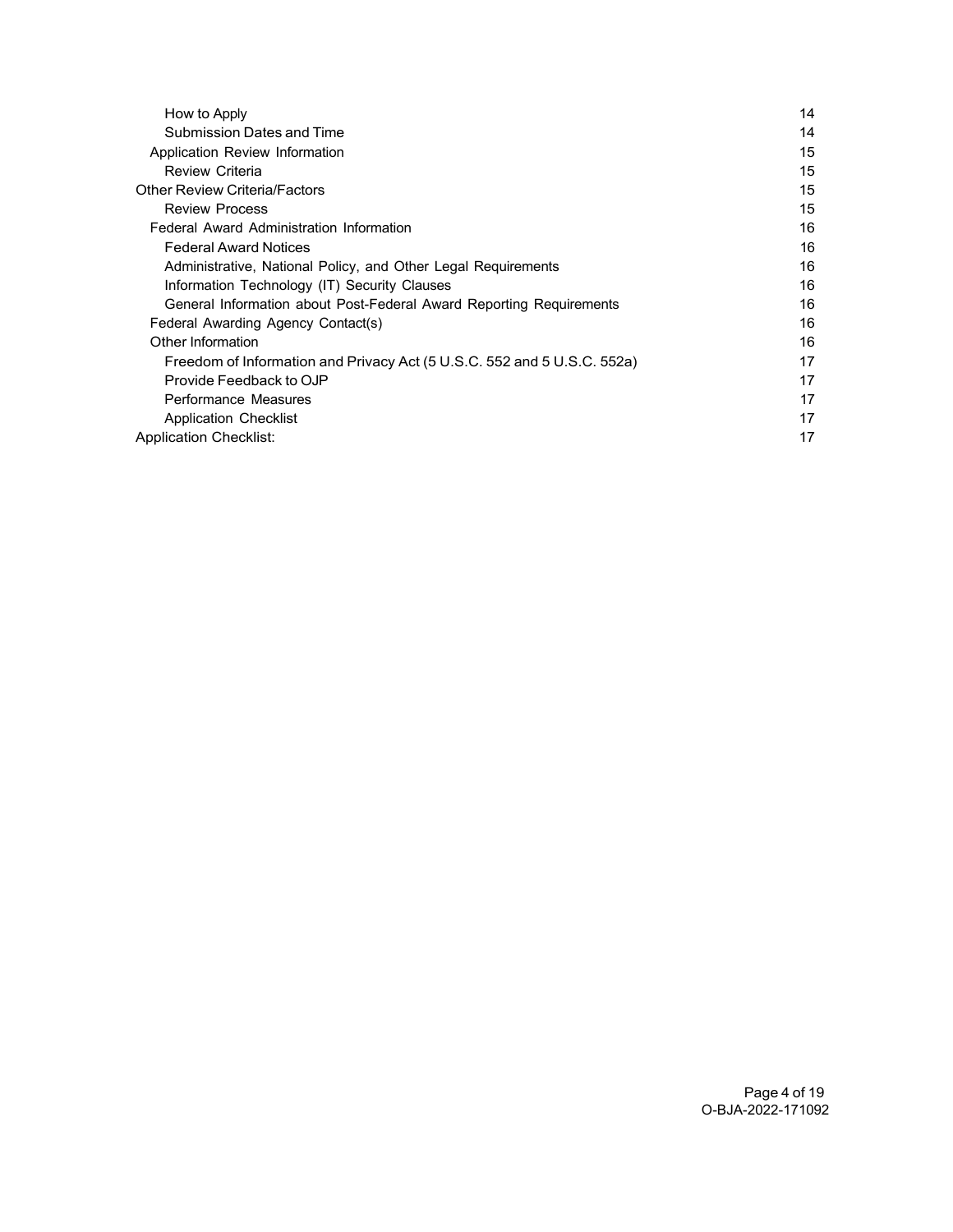- How to Apply 14
- Submission Dates and Time 14
- Application Review Information 15
- Review Criteria 15
- Other Review Criteria/Factors 15
- Review Process 15
- Federal Award Administration Information 16
- Federal Award Notices 16
- Administrative, National Policy, and Other Legal Requirements 16
- Information Technology (IT) Security Clauses 16
- General Information about Post-Federal Award Reporting Requirements 16
- Federal Awarding Agency Contact(s) 16
- Other Information 16
- Freedom of Information and Privacy Act (5 U.S.C. 552 and 5 U.S.C. 552a) 17
- Provide Feedback to OJP 17
- Performance Measures 17
- Application Checklist 17
- Application Checklist: 17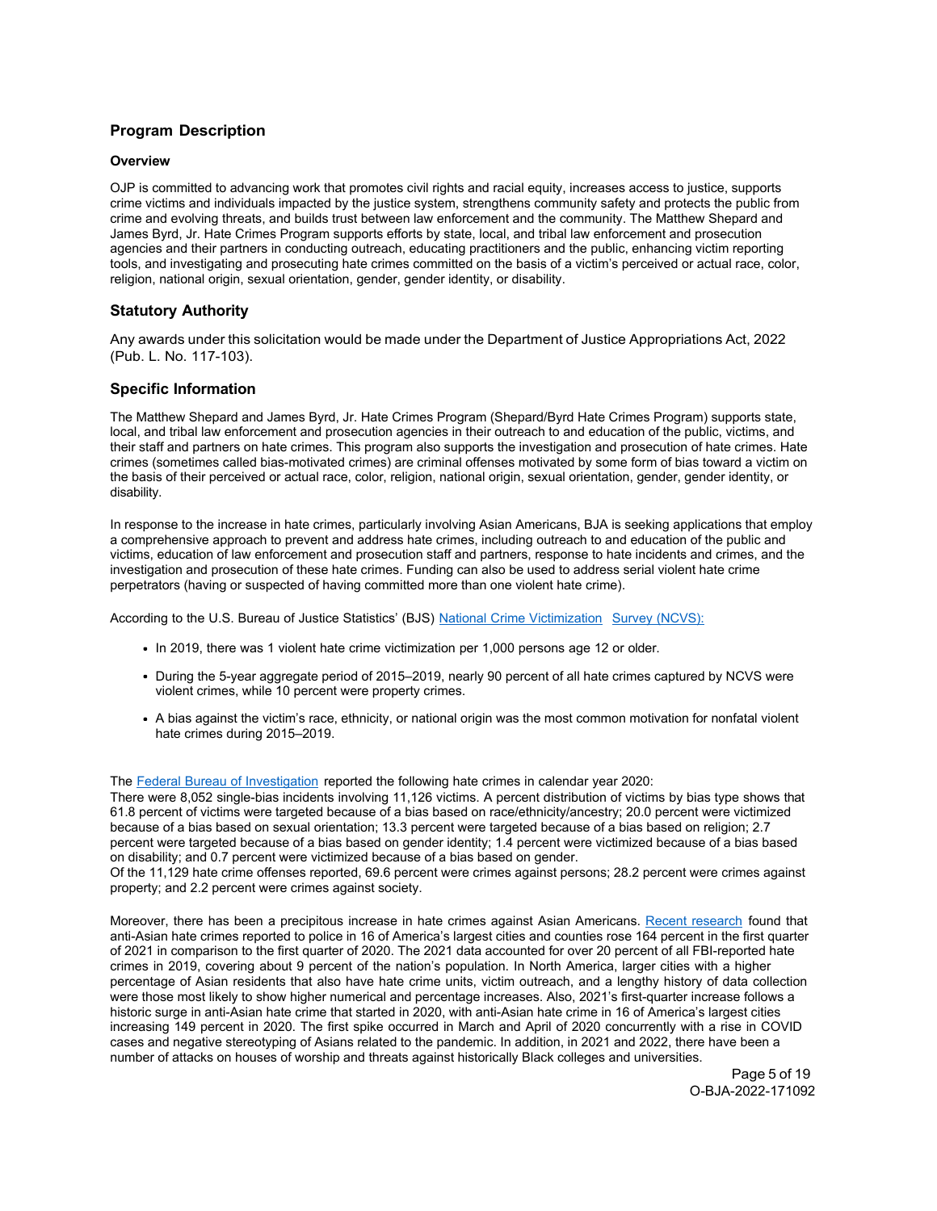## Program Description

### Overview

OJP is committed to advancing work that promotes civil rights and racial equity, increases access to justice, supports crime victims and individuals impacted by the justice system, strengthens community safety and protects the public from crime and evolving threats, and builds trust between law enforcement and the community. The Matthew Shepard and James Byrd, Jr. Hate Crimes Program supports efforts by state, local, and tribal law enforcement and prosecution agencies and their partners in conducting outreach, educating practitioners and the public, enhancing victim reporting tools, and investigating and prosecuting hate crimes committed on the basis of a victim's perceived or actual race, color, religion, national origin, sexual orientation, gender, gender identity, or disability.

## Statutory Authority

Any awards under this solicitation would be made under the Department of Justice Appropriations Act, 2022 (Pub. L. No. 117-103).

## Specific Information

The Matthew Shepard and James Byrd, Jr. Hate Crimes Program (Shepard/Byrd Hate Crimes Program) supports state, local, and tribal law enforcement and prosecution agencies in their outreach to and education of the public, victims, and their staff and partners on hate crimes. This program also supports the investigation and prosecution of hate crimes. Hate crimes (sometimes called bias-motivated crimes) are criminal offenses motivated by some form of bias toward a victim on the basis of their perceived or actual race, color, religion, national origin, sexual orientation, gender, gender identity, or disability.

In response to the increase in hate crimes, particularly involving Asian Americans, BJA is seeking applications that employ a comprehensive approach to prevent and address hate crimes, including outreach to and education of the public and victims, education of law enforcement and prosecution staff and partners, response to hate incidents and crimes, and the investigation and prosecution of these hate crimes. Funding can also be used to address serial violent hate crime perpetrators (having or suspected of having committed more than one violent hate crime).

According to the U.S. Bureau of Justice Statistics' (BJS) National Crime Victimization Survey (NCVS):

- In 2019, there was 1 violent hate crime victimization per 1,000 persons age 12 or older.
- During the 5-year aggregate period of 2015–2019, nearly 90 percent of all hate crimes captured by NCVS were violent crimes, while 10 percent were property crimes.
- A bias against the victim's race, ethnicity, or national origin was the most common motivation for nonfatal violent hate crimes during 2015–2019.

The Federal Bureau of Investigation reported the following hate crimes in calendar year 2020:
There were 8,052 single-bias incidents involving 11,126 victims. A percent distribution of victims by bias type shows that 61.8 percent of victims were targeted because of a bias based on race/ethnicity/ancestry; 20.0 percent were victimized because of a bias based on sexual orientation; 13.3 percent were targeted because of a bias based on religion; 2.7 percent were targeted because of a bias based on gender identity; 1.4 percent were victimized because of a bias based on disability; and 0.7 percent were victimized because of a bias based on gender.
Of the 11,129 hate crime offenses reported, 69.6 percent were crimes against persons; 28.2 percent were crimes against property; and 2.2 percent were crimes against society.

Moreover, there has been a precipitous increase in hate crimes against Asian Americans. Recent research found that anti-Asian hate crimes reported to police in 16 of America's largest cities and counties rose 164 percent in the first quarter of 2021 in comparison to the first quarter of 2020. The 2021 data accounted for over 20 percent of all FBI-reported hate crimes in 2019, covering about 9 percent of the nation's population. In North America, larger cities with a higher percentage of Asian residents that also have hate crime units, victim outreach, and a lengthy history of data collection were those most likely to show higher numerical and percentage increases. Also, 2021's first-quarter increase follows a historic surge in anti-Asian hate crime that started in 2020, with anti-Asian hate crime in 16 of America's largest cities increasing 149 percent in 2020. The first spike occurred in March and April of 2020 concurrently with a rise in COVID cases and negative stereotyping of Asians related to the pandemic. In addition, in 2021 and 2022, there have been a number of attacks on houses of worship and threats against historically Black colleges and universities.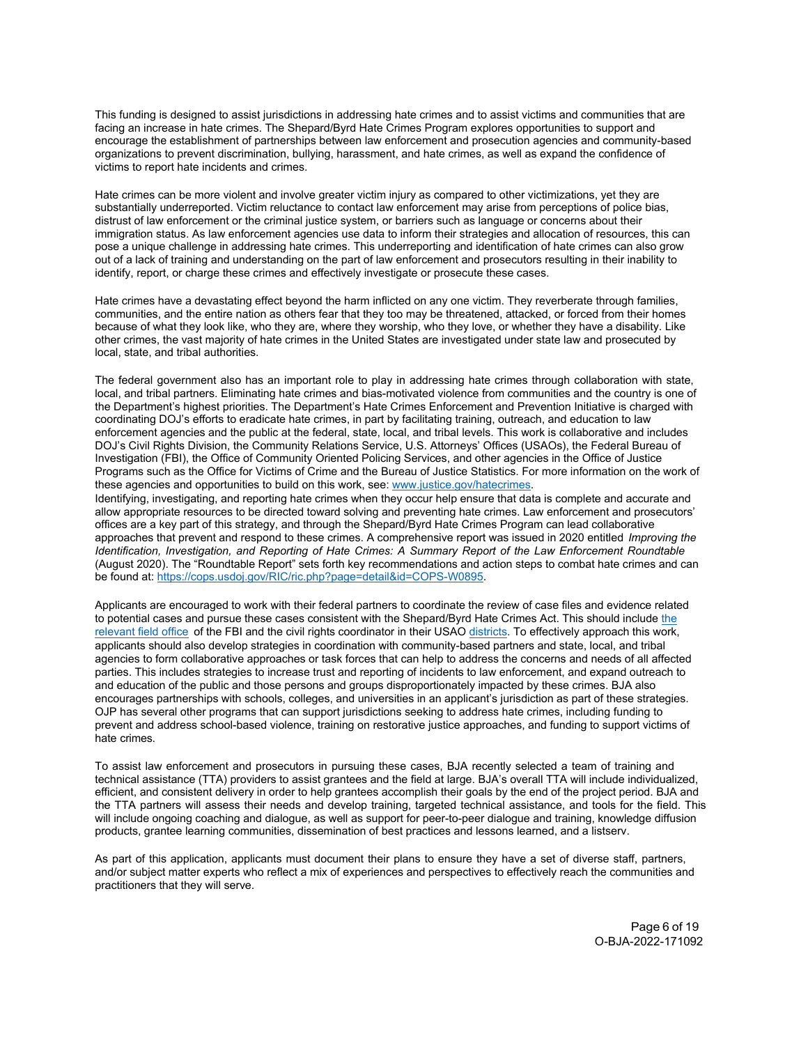This funding is designed to assist jurisdictions in addressing hate crimes and to assist victims and communities that are facing an increase in hate crimes. The Shepard/Byrd Hate Crimes Program explores opportunities to support and encourage the establishment of partnerships between law enforcement and prosecution agencies and community-based organizations to prevent discrimination, bullying, harassment, and hate crimes, as well as expand the confidence of victims to report hate incidents and crimes.

Hate crimes can be more violent and involve greater victim injury as compared to other victimizations, yet they are substantially underreported. Victim reluctance to contact law enforcement may arise from perceptions of police bias, distrust of law enforcement or the criminal justice system, or barriers such as language or concerns about their immigration status. As law enforcement agencies use data to inform their strategies and allocation of resources, this can pose a unique challenge in addressing hate crimes. This underreporting and identification of hate crimes can also grow out of a lack of training and understanding on the part of law enforcement and prosecutors resulting in their inability to identify, report, or charge these crimes and effectively investigate or prosecute these cases.

Hate crimes have a devastating effect beyond the harm inflicted on any one victim. They reverberate through families, communities, and the entire nation as others fear that they too may be threatened, attacked, or forced from their homes because of what they look like, who they are, where they worship, who they love, or whether they have a disability. Like other crimes, the vast majority of hate crimes in the United States are investigated under state law and prosecuted by local, state, and tribal authorities.

The federal government also has an important role to play in addressing hate crimes through collaboration with state, local, and tribal partners. Eliminating hate crimes and bias-motivated violence from communities and the country is one of the Department's highest priorities. The Department's Hate Crimes Enforcement and Prevention Initiative is charged with coordinating DOJ's efforts to eradicate hate crimes, in part by facilitating training, outreach, and education to law enforcement agencies and the public at the federal, state, local, and tribal levels. This work is collaborative and includes DOJ's Civil Rights Division, the Community Relations Service, U.S. Attorneys' Offices (USAOs), the Federal Bureau of Investigation (FBI), the Office of Community Oriented Policing Services, and other agencies in the Office of Justice Programs such as the Office for Victims of Crime and the Bureau of Justice Statistics. For more information on the work of these agencies and opportunities to build on this work, see: [www.justice.gov/hatecrimes](www.justice.gov/hatecrimes).

Identifying, investigating, and reporting hate crimes when they occur help ensure that data is complete and accurate and allow appropriate resources to be directed toward solving and preventing hate crimes. Law enforcement and prosecutors' offices are a key part of this strategy, and through the Shepard/Byrd Hate Crimes Program can lead collaborative approaches that prevent and respond to these crimes. A comprehensive report was issued in 2020 entitled *Improving the Identification, Investigation, and Reporting of Hate Crimes: A Summary Report of the Law Enforcement Roundtable* (August 2020). The "Roundtable Report" sets forth key recommendations and action steps to combat hate crimes and can be found at: [https://cops.usdoj.gov/RIC/ric.php?page=detail&id=COPS-W0895](https://cops.usdoj.gov/RIC/ric.php?page=detail&id=COPS-W0895).

Applicants are encouraged to work with their federal partners to coordinate the review of case files and evidence related to potential cases and pursue these cases consistent with the Shepard/Byrd Hate Crimes Act. This should include the relevant field office of the FBI and the civil rights coordinator in their USAO districts. To effectively approach this work, applicants should also develop strategies in coordination with community-based partners and state, local, and tribal agencies to form collaborative approaches or task forces that can help to address the concerns and needs of all affected parties. This includes strategies to increase trust and reporting of incidents to law enforcement, and expand outreach to and education of the public and those persons and groups disproportionately impacted by these crimes. BJA also encourages partnerships with schools, colleges, and universities in an applicant's jurisdiction as part of these strategies. OJP has several other programs that can support jurisdictions seeking to address hate crimes, including funding to prevent and address school-based violence, training on restorative justice approaches, and funding to support victims of hate crimes.

To assist law enforcement and prosecutors in pursuing these cases, BJA recently selected a team of training and technical assistance (TTA) providers to assist grantees and the field at large. BJA's overall TTA will include individualized, efficient, and consistent delivery in order to help grantees accomplish their goals by the end of the project period. BJA and the TTA partners will assess their needs and develop training, targeted technical assistance, and tools for the field. This will include ongoing coaching and dialogue, as well as support for peer-to-peer dialogue and training, knowledge diffusion products, grantee learning communities, dissemination of best practices and lessons learned, and a listserv.

As part of this application, applicants must document their plans to ensure they have a set of diverse staff, partners, and/or subject matter experts who reflect a mix of experiences and perspectives to effectively reach the communities and practitioners that they will serve.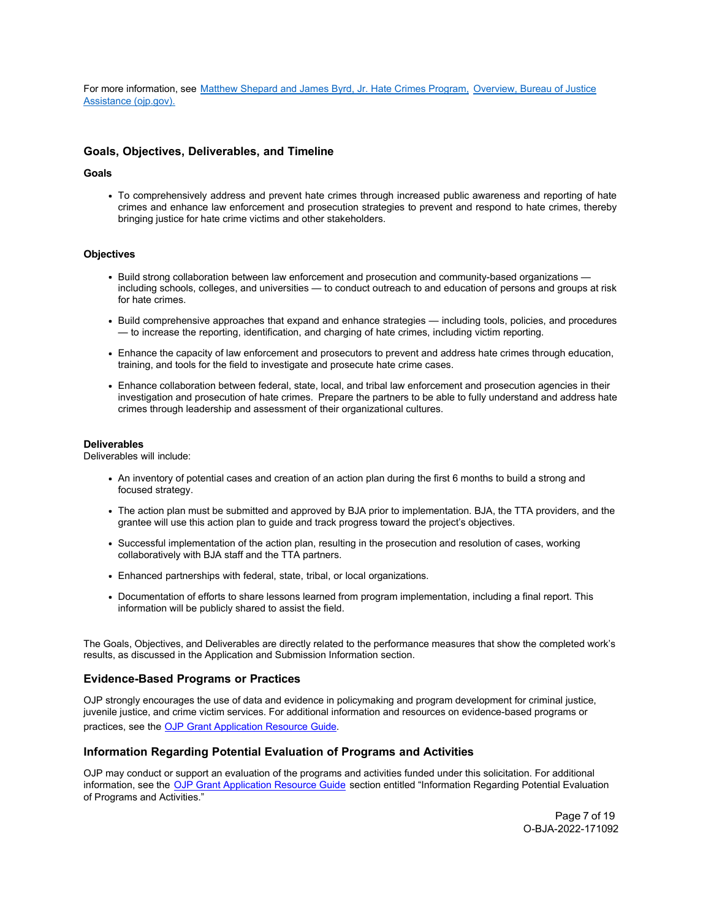For more information, see [Matthew Shepard and James Byrd, Jr. Hate Crimes Program, Overview, Bureau of Justice Assistance (ojp.gov).]()

## Goals, Objectives, Deliverables, and Timeline

**Goals**

- To comprehensively address and prevent hate crimes through increased public awareness and reporting of hate crimes and enhance law enforcement and prosecution strategies to prevent and respond to hate crimes, thereby bringing justice for hate crime victims and other stakeholders.

**Objectives**

- Build strong collaboration between law enforcement and prosecution and community-based organizations — including schools, colleges, and universities — to conduct outreach to and education of persons and groups at risk for hate crimes.
- Build comprehensive approaches that expand and enhance strategies — including tools, policies, and procedures — to increase the reporting, identification, and charging of hate crimes, including victim reporting.
- Enhance the capacity of law enforcement and prosecutors to prevent and address hate crimes through education, training, and tools for the field to investigate and prosecute hate crime cases.
- Enhance collaboration between federal, state, local, and tribal law enforcement and prosecution agencies in their investigation and prosecution of hate crimes. Prepare the partners to be able to fully understand and address hate crimes through leadership and assessment of their organizational cultures.

**Deliverables**
Deliverables will include:

- An inventory of potential cases and creation of an action plan during the first 6 months to build a strong and focused strategy.
- The action plan must be submitted and approved by BJA prior to implementation. BJA, the TTA providers, and the grantee will use this action plan to guide and track progress toward the project's objectives.
- Successful implementation of the action plan, resulting in the prosecution and resolution of cases, working collaboratively with BJA staff and the TTA partners.
- Enhanced partnerships with federal, state, tribal, or local organizations.
- Documentation of efforts to share lessons learned from program implementation, including a final report. This information will be publicly shared to assist the field.

The Goals, Objectives, and Deliverables are directly related to the performance measures that show the completed work's results, as discussed in the Application and Submission Information section.

## Evidence-Based Programs or Practices

OJP strongly encourages the use of data and evidence in policymaking and program development for criminal justice, juvenile justice, and crime victim services. For additional information and resources on evidence-based programs or practices, see the [OJP Grant Application Resource Guide]().

## Information Regarding Potential Evaluation of Programs and Activities

OJP may conduct or support an evaluation of the programs and activities funded under this solicitation. For additional information, see the [OJP Grant Application Resource Guide]() section entitled "Information Regarding Potential Evaluation of Programs and Activities."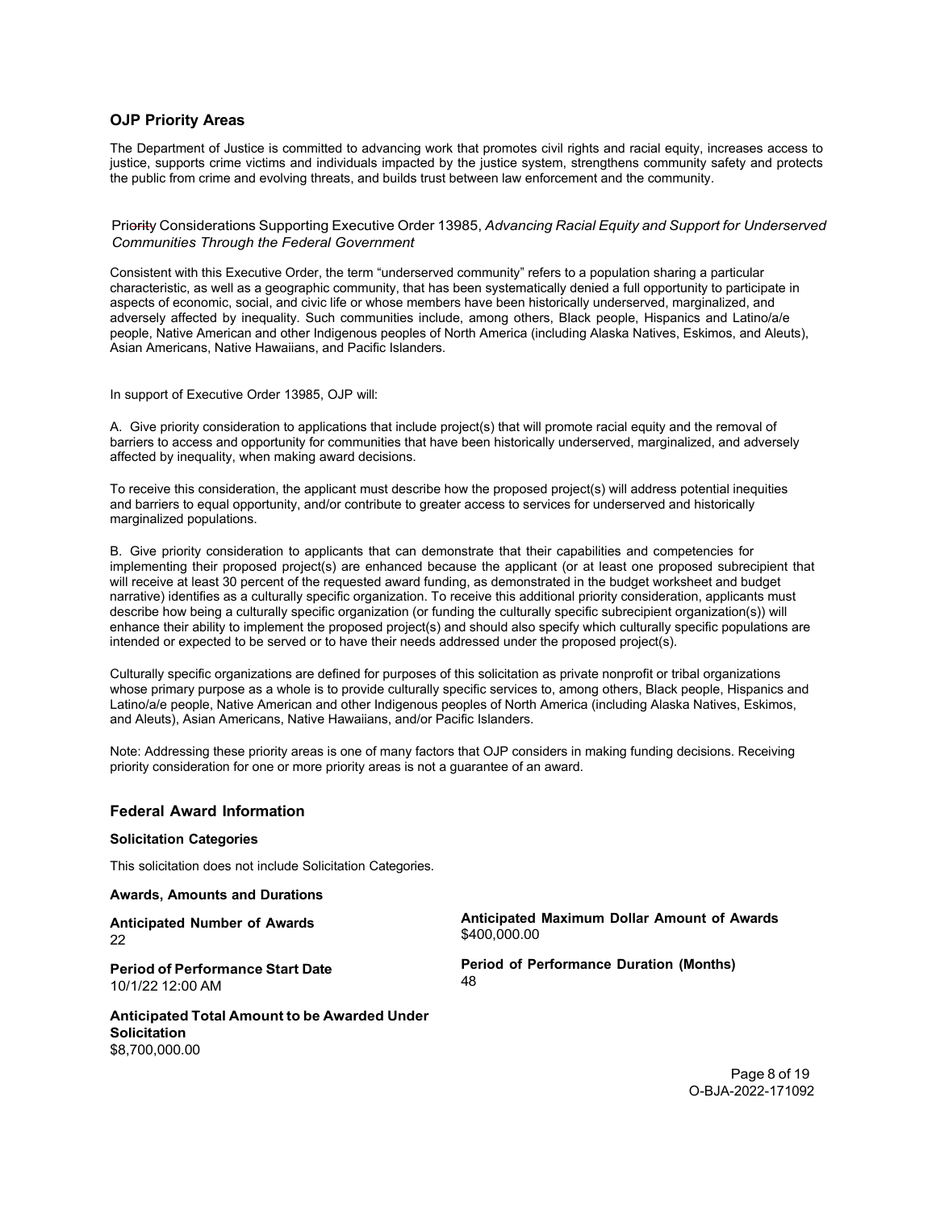## OJP Priority Areas

The Department of Justice is committed to advancing work that promotes civil rights and racial equity, increases access to justice, supports crime victims and individuals impacted by the justice system, strengthens community safety and protects the public from crime and evolving threats, and builds trust between law enforcement and the community.

### Priority Considerations Supporting Executive Order 13985, *Advancing Racial Equity and Support for Underserved Communities Through the Federal Government*

Consistent with this Executive Order, the term "underserved community" refers to a population sharing a particular characteristic, as well as a geographic community, that has been systematically denied a full opportunity to participate in aspects of economic, social, and civic life or whose members have been historically underserved, marginalized, and adversely affected by inequality. Such communities include, among others, Black people, Hispanics and Latino/a/e people, Native American and other Indigenous peoples of North America (including Alaska Natives, Eskimos, and Aleuts), Asian Americans, Native Hawaiians, and Pacific Islanders.

In support of Executive Order 13985, OJP will:

A. Give priority consideration to applications that include project(s) that will promote racial equity and the removal of barriers to access and opportunity for communities that have been historically underserved, marginalized, and adversely affected by inequality, when making award decisions.

To receive this consideration, the applicant must describe how the proposed project(s) will address potential inequities and barriers to equal opportunity, and/or contribute to greater access to services for underserved and historically marginalized populations.

B. Give priority consideration to applicants that can demonstrate that their capabilities and competencies for implementing their proposed project(s) are enhanced because the applicant (or at least one proposed subrecipient that will receive at least 30 percent of the requested award funding, as demonstrated in the budget worksheet and budget narrative) identifies as a culturally specific organization. To receive this additional priority consideration, applicants must describe how being a culturally specific organization (or funding the culturally specific subrecipient organization(s)) will enhance their ability to implement the proposed project(s) and should also specify which culturally specific populations are intended or expected to be served or to have their needs addressed under the proposed project(s).

Culturally specific organizations are defined for purposes of this solicitation as private nonprofit or tribal organizations whose primary purpose as a whole is to provide culturally specific services to, among others, Black people, Hispanics and Latino/a/e people, Native American and other Indigenous peoples of North America (including Alaska Natives, Eskimos, and Aleuts), Asian Americans, Native Hawaiians, and/or Pacific Islanders.

Note: Addressing these priority areas is one of many factors that OJP considers in making funding decisions. Receiving priority consideration for one or more priority areas is not a guarantee of an award.

## Federal Award Information

**Solicitation Categories**

This solicitation does not include Solicitation Categories.

**Awards, Amounts and Durations**

**Anticipated Number of Awards**
22

**Anticipated Maximum Dollar Amount of Awards**
$400,000.00

**Period of Performance Start Date**
10/1/22 12:00 AM

**Period of Performance Duration (Months)**
48

**Anticipated Total Amount to be Awarded Under Solicitation**
$8,700,000.00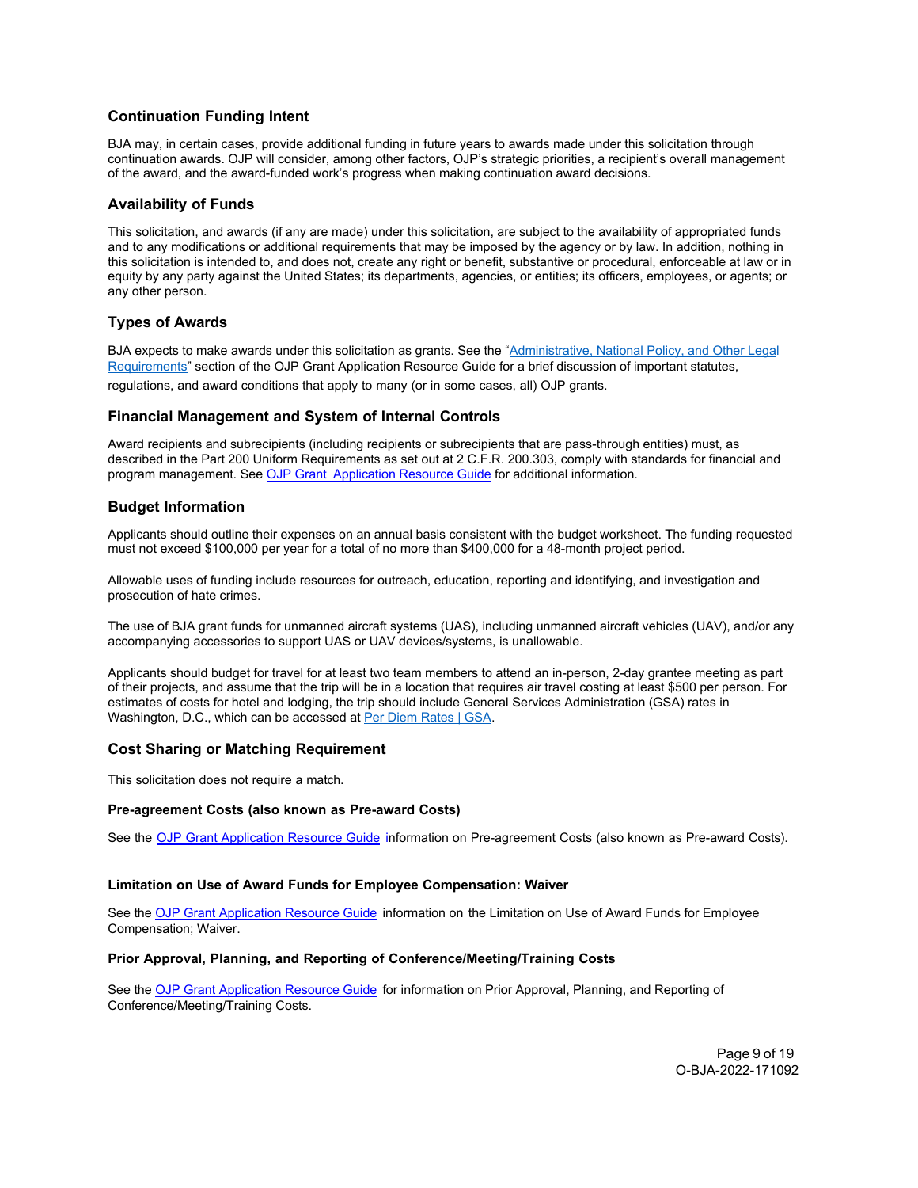## Continuation Funding Intent

BJA may, in certain cases, provide additional funding in future years to awards made under this solicitation through continuation awards. OJP will consider, among other factors, OJP's strategic priorities, a recipient's overall management of the award, and the award-funded work's progress when making continuation award decisions.

## Availability of Funds

This solicitation, and awards (if any are made) under this solicitation, are subject to the availability of appropriated funds and to any modifications or additional requirements that may be imposed by the agency or by law. In addition, nothing in this solicitation is intended to, and does not, create any right or benefit, substantive or procedural, enforceable at law or in equity by any party against the United States; its departments, agencies, or entities; its officers, employees, or agents; or any other person.

## Types of Awards

BJA expects to make awards under this solicitation as grants. See the "Administrative, National Policy, and Other Legal Requirements" section of the OJP Grant Application Resource Guide for a brief discussion of important statutes, regulations, and award conditions that apply to many (or in some cases, all) OJP grants.

## Financial Management and System of Internal Controls

Award recipients and subrecipients (including recipients or subrecipients that are pass-through entities) must, as described in the Part 200 Uniform Requirements as set out at 2 C.F.R. 200.303, comply with standards for financial and program management. See OJP Grant Application Resource Guide for additional information.

## Budget Information

Applicants should outline their expenses on an annual basis consistent with the budget worksheet. The funding requested must not exceed $100,000 per year for a total of no more than $400,000 for a 48-month project period.

Allowable uses of funding include resources for outreach, education, reporting and identifying, and investigation and prosecution of hate crimes.

The use of BJA grant funds for unmanned aircraft systems (UAS), including unmanned aircraft vehicles (UAV), and/or any accompanying accessories to support UAS or UAV devices/systems, is unallowable.

Applicants should budget for travel for at least two team members to attend an in-person, 2-day grantee meeting as part of their projects, and assume that the trip will be in a location that requires air travel costing at least $500 per person. For estimates of costs for hotel and lodging, the trip should include General Services Administration (GSA) rates in Washington, D.C., which can be accessed at Per Diem Rates | GSA.

## Cost Sharing or Matching Requirement

This solicitation does not require a match.

### Pre-agreement Costs (also known as Pre-award Costs)

See the OJP Grant Application Resource Guide information on Pre-agreement Costs (also known as Pre-award Costs).

### Limitation on Use of Award Funds for Employee Compensation: Waiver

See the OJP Grant Application Resource Guide information on the Limitation on Use of Award Funds for Employee Compensation; Waiver.

### Prior Approval, Planning, and Reporting of Conference/Meeting/Training Costs

See the OJP Grant Application Resource Guide for information on Prior Approval, Planning, and Reporting of Conference/Meeting/Training Costs.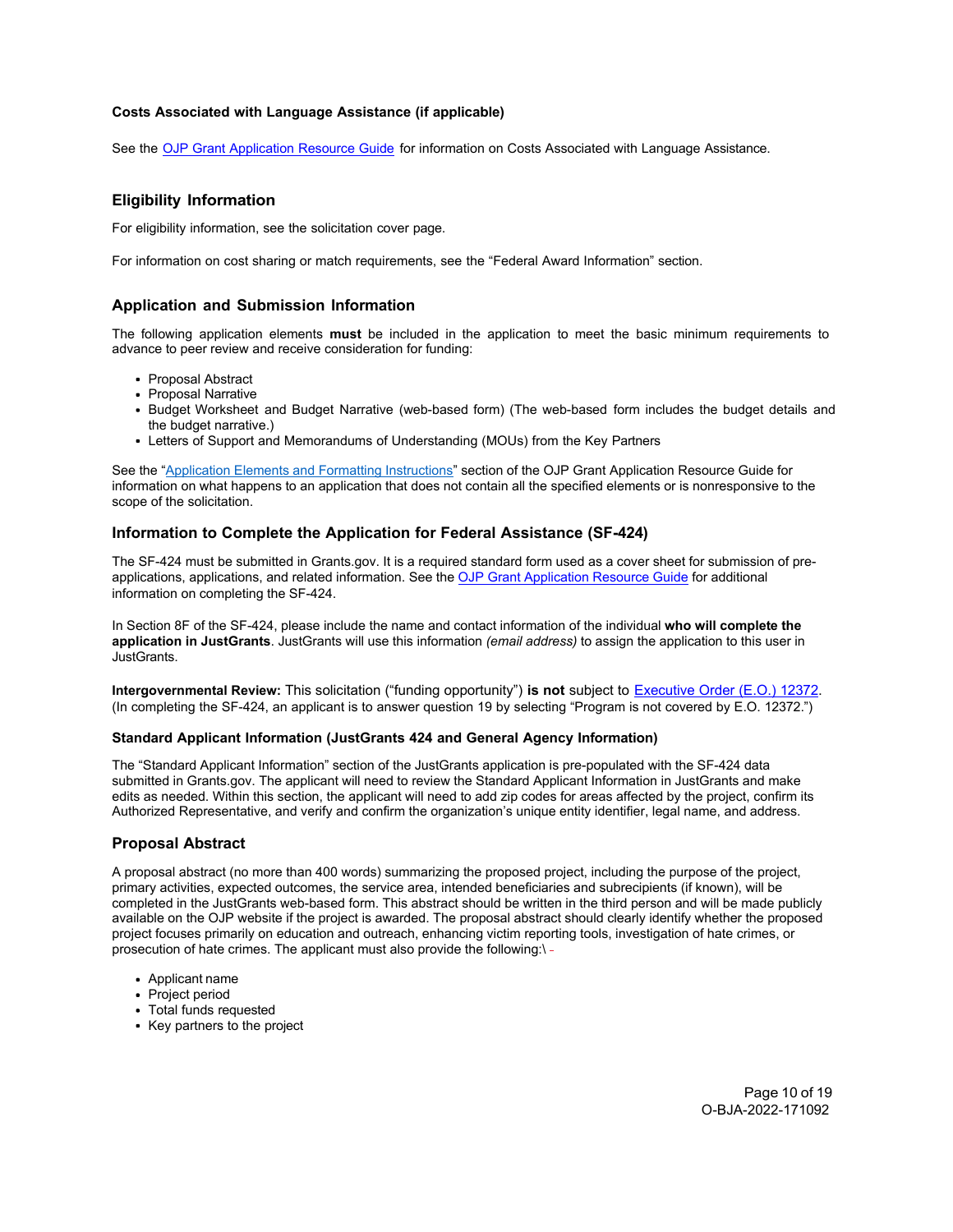#### Costs Associated with Language Assistance (if applicable)

See the [OJP Grant Application Resource Guide](#) for information on Costs Associated with Language Assistance.

### Eligibility Information

For eligibility information, see the solicitation cover page.

For information on cost sharing or match requirements, see the "Federal Award Information" section.

### Application and Submission Information

The following application elements **must** be included in the application to meet the basic minimum requirements to advance to peer review and receive consideration for funding:

- Proposal Abstract
- Proposal Narrative
- Budget Worksheet and Budget Narrative (web-based form) (The web-based form includes the budget details and the budget narrative.)
- Letters of Support and Memorandums of Understanding (MOUs) from the Key Partners

See the "[Application Elements and Formatting Instructions](#)" section of the OJP Grant Application Resource Guide for information on what happens to an application that does not contain all the specified elements or is nonresponsive to the scope of the solicitation.

### Information to Complete the Application for Federal Assistance (SF-424)

The SF-424 must be submitted in Grants.gov. It is a required standard form used as a cover sheet for submission of pre-applications, applications, and related information. See the [OJP Grant Application Resource Guide](#) for additional information on completing the SF-424.

In Section 8F of the SF-424, please include the name and contact information of the individual **who will complete the application in JustGrants**. JustGrants will use this information *(email address)* to assign the application to this user in JustGrants.

**Intergovernmental Review:** This solicitation ("funding opportunity") **is not** subject to [Executive Order (E.O.) 12372](#). (In completing the SF-424, an applicant is to answer question 19 by selecting "Program is not covered by E.O. 12372.")

#### Standard Applicant Information (JustGrants 424 and General Agency Information)

The "Standard Applicant Information" section of the JustGrants application is pre-populated with the SF-424 data submitted in Grants.gov. The applicant will need to review the Standard Applicant Information in JustGrants and make edits as needed. Within this section, the applicant will need to add zip codes for areas affected by the project, confirm its Authorized Representative, and verify and confirm the organization's unique entity identifier, legal name, and address.

### Proposal Abstract

A proposal abstract (no more than 400 words) summarizing the proposed project, including the purpose of the project, primary activities, expected outcomes, the service area, intended beneficiaries and subrecipients (if known), will be completed in the JustGrants web-based form. This abstract should be written in the third person and will be made publicly available on the OJP website if the project is awarded. The proposal abstract should clearly identify whether the proposed project focuses primarily on education and outreach, enhancing victim reporting tools, investigation of hate crimes, or prosecution of hate crimes. The applicant must also provide the following:\

- Applicant name
- Project period
- Total funds requested
- Key partners to the project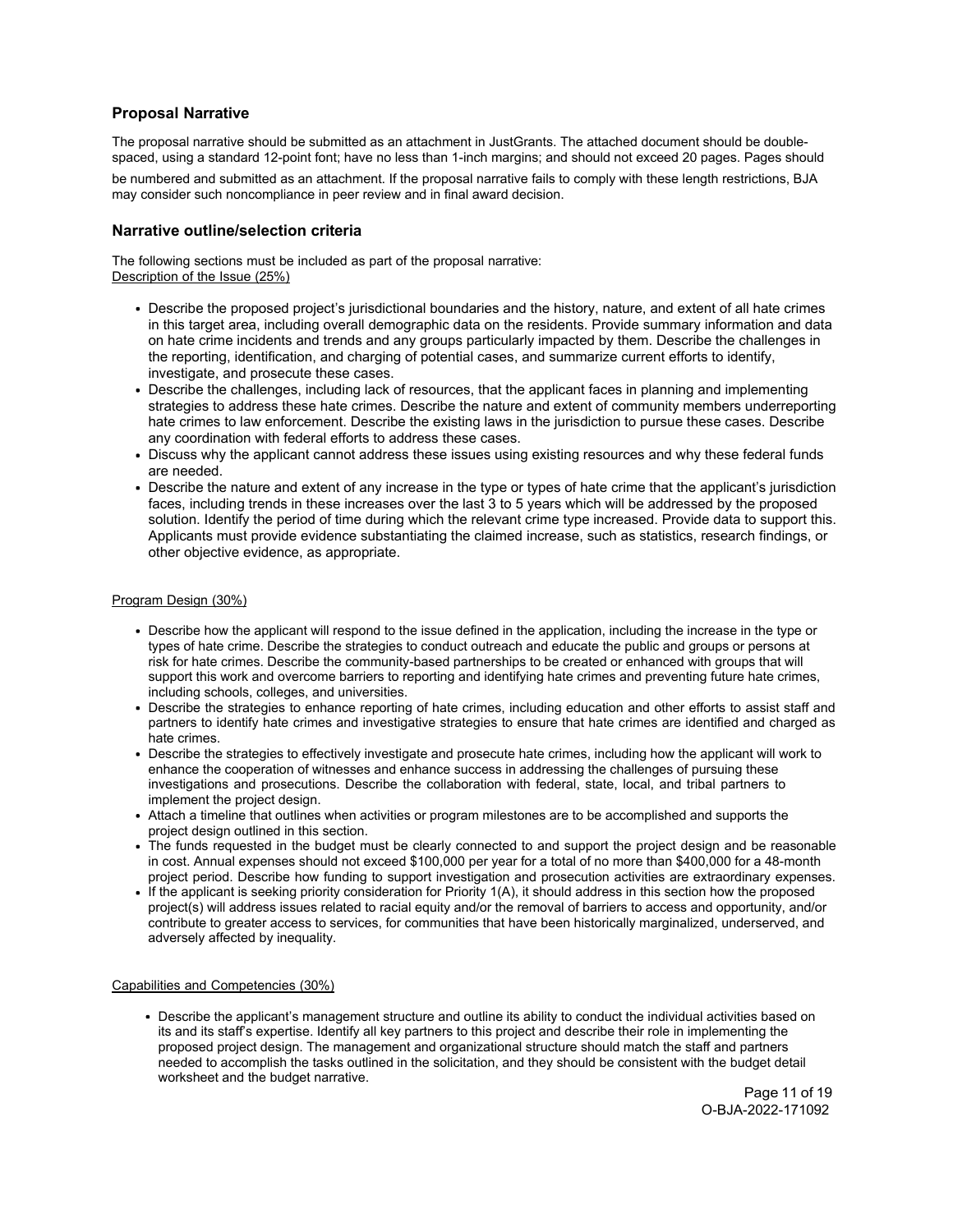## Proposal Narrative

The proposal narrative should be submitted as an attachment in JustGrants. The attached document should be double-spaced, using a standard 12-point font; have no less than 1-inch margins; and should not exceed 20 pages. Pages should be numbered and submitted as an attachment. If the proposal narrative fails to comply with these length restrictions, BJA may consider such noncompliance in peer review and in final award decision.

## Narrative outline/selection criteria

The following sections must be included as part of the proposal narrative:

Description of the Issue (25%)

- Describe the proposed project's jurisdictional boundaries and the history, nature, and extent of all hate crimes in this target area, including overall demographic data on the residents. Provide summary information and data on hate crime incidents and trends and any groups particularly impacted by them. Describe the challenges in the reporting, identification, and charging of potential cases, and summarize current efforts to identify, investigate, and prosecute these cases.
- Describe the challenges, including lack of resources, that the applicant faces in planning and implementing strategies to address these hate crimes. Describe the nature and extent of community members underreporting hate crimes to law enforcement. Describe the existing laws in the jurisdiction to pursue these cases. Describe any coordination with federal efforts to address these cases.
- Discuss why the applicant cannot address these issues using existing resources and why these federal funds are needed.
- Describe the nature and extent of any increase in the type or types of hate crime that the applicant's jurisdiction faces, including trends in these increases over the last 3 to 5 years which will be addressed by the proposed solution. Identify the period of time during which the relevant crime type increased. Provide data to support this. Applicants must provide evidence substantiating the claimed increase, such as statistics, research findings, or other objective evidence, as appropriate.

Program Design (30%)

- Describe how the applicant will respond to the issue defined in the application, including the increase in the type or types of hate crime. Describe the strategies to conduct outreach and educate the public and groups or persons at risk for hate crimes. Describe the community-based partnerships to be created or enhanced with groups that will support this work and overcome barriers to reporting and identifying hate crimes and preventing future hate crimes, including schools, colleges, and universities.
- Describe the strategies to enhance reporting of hate crimes, including education and other efforts to assist staff and partners to identify hate crimes and investigative strategies to ensure that hate crimes are identified and charged as hate crimes.
- Describe the strategies to effectively investigate and prosecute hate crimes, including how the applicant will work to enhance the cooperation of witnesses and enhance success in addressing the challenges of pursuing these investigations and prosecutions. Describe the collaboration with federal, state, local, and tribal partners to implement the project design.
- Attach a timeline that outlines when activities or program milestones are to be accomplished and supports the project design outlined in this section.
- The funds requested in the budget must be clearly connected to and support the project design and be reasonable in cost. Annual expenses should not exceed $100,000 per year for a total of no more than $400,000 for a 48-month project period. Describe how funding to support investigation and prosecution activities are extraordinary expenses.
- If the applicant is seeking priority consideration for Priority 1(A), it should address in this section how the proposed project(s) will address issues related to racial equity and/or the removal of barriers to access and opportunity, and/or contribute to greater access to services, for communities that have been historically marginalized, underserved, and adversely affected by inequality.

Capabilities and Competencies (30%)

- Describe the applicant's management structure and outline its ability to conduct the individual activities based on its and its staff's expertise. Identify all key partners to this project and describe their role in implementing the proposed project design. The management and organizational structure should match the staff and partners needed to accomplish the tasks outlined in the solicitation, and they should be consistent with the budget detail worksheet and the budget narrative.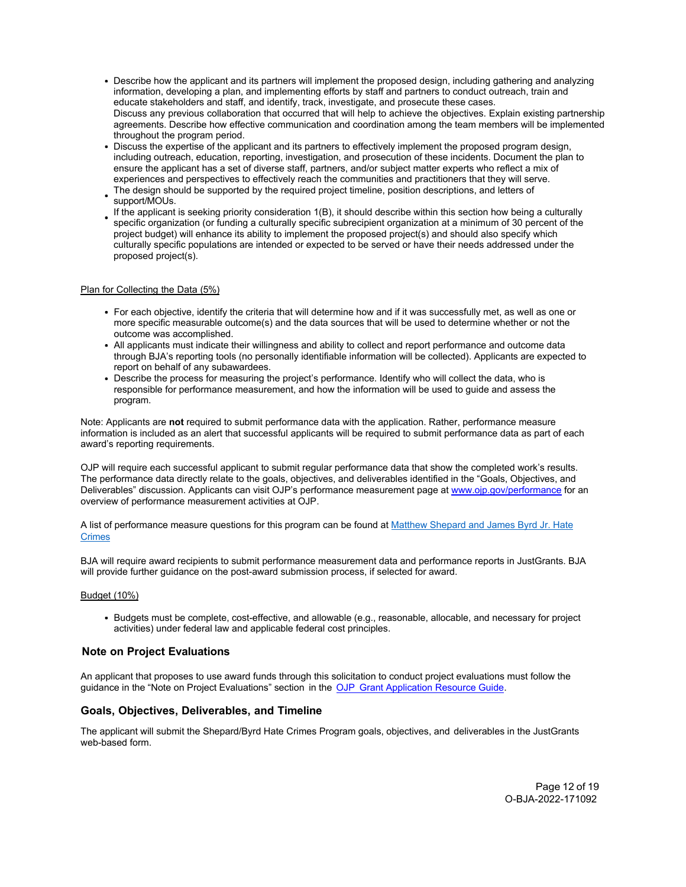- Describe how the applicant and its partners will implement the proposed design, including gathering and analyzing information, developing a plan, and implementing efforts by staff and partners to conduct outreach, train and educate stakeholders and staff, and identify, track, investigate, and prosecute these cases.
  Discuss any previous collaboration that occurred that will help to achieve the objectives. Explain existing partnership agreements. Describe how effective communication and coordination among the team members will be implemented throughout the program period.
- Discuss the expertise of the applicant and its partners to effectively implement the proposed program design, including outreach, education, reporting, investigation, and prosecution of these incidents. Document the plan to ensure the applicant has a set of diverse staff, partners, and/or subject matter experts who reflect a mix of experiences and perspectives to effectively reach the communities and practitioners that they will serve.
- The design should be supported by the required project timeline, position descriptions, and letters of support/MOUs.
- If the applicant is seeking priority consideration 1(B), it should describe within this section how being a culturally specific organization (or funding a culturally specific subrecipient organization at a minimum of 30 percent of the project budget) will enhance its ability to implement the proposed project(s) and should also specify which culturally specific populations are intended or expected to be served or have their needs addressed under the proposed project(s).

Plan for Collecting the Data (5%)

- For each objective, identify the criteria that will determine how and if it was successfully met, as well as one or more specific measurable outcome(s) and the data sources that will be used to determine whether or not the outcome was accomplished.
- All applicants must indicate their willingness and ability to collect and report performance and outcome data through BJA's reporting tools (no personally identifiable information will be collected). Applicants are expected to report on behalf of any subawardees.
- Describe the process for measuring the project's performance. Identify who will collect the data, who is responsible for performance measurement, and how the information will be used to guide and assess the program.

Note: Applicants are **not** required to submit performance data with the application. Rather, performance measure information is included as an alert that successful applicants will be required to submit performance data as part of each award's reporting requirements.

OJP will require each successful applicant to submit regular performance data that show the completed work's results. The performance data directly relate to the goals, objectives, and deliverables identified in the "Goals, Objectives, and Deliverables" discussion. Applicants can visit OJP's performance measurement page at www.ojp.gov/performance for an overview of performance measurement activities at OJP.

A list of performance measure questions for this program can be found at Matthew Shepard and James Byrd Jr. Hate Crimes

BJA will require award recipients to submit performance measurement data and performance reports in JustGrants. BJA will provide further guidance on the post-award submission process, if selected for award.

Budget (10%)

- Budgets must be complete, cost-effective, and allowable (e.g., reasonable, allocable, and necessary for project activities) under federal law and applicable federal cost principles.

### Note on Project Evaluations

An applicant that proposes to use award funds through this solicitation to conduct project evaluations must follow the guidance in the "Note on Project Evaluations" section in the OJP Grant Application Resource Guide.

### Goals, Objectives, Deliverables, and Timeline

The applicant will submit the Shepard/Byrd Hate Crimes Program goals, objectives, and deliverables in the JustGrants web-based form.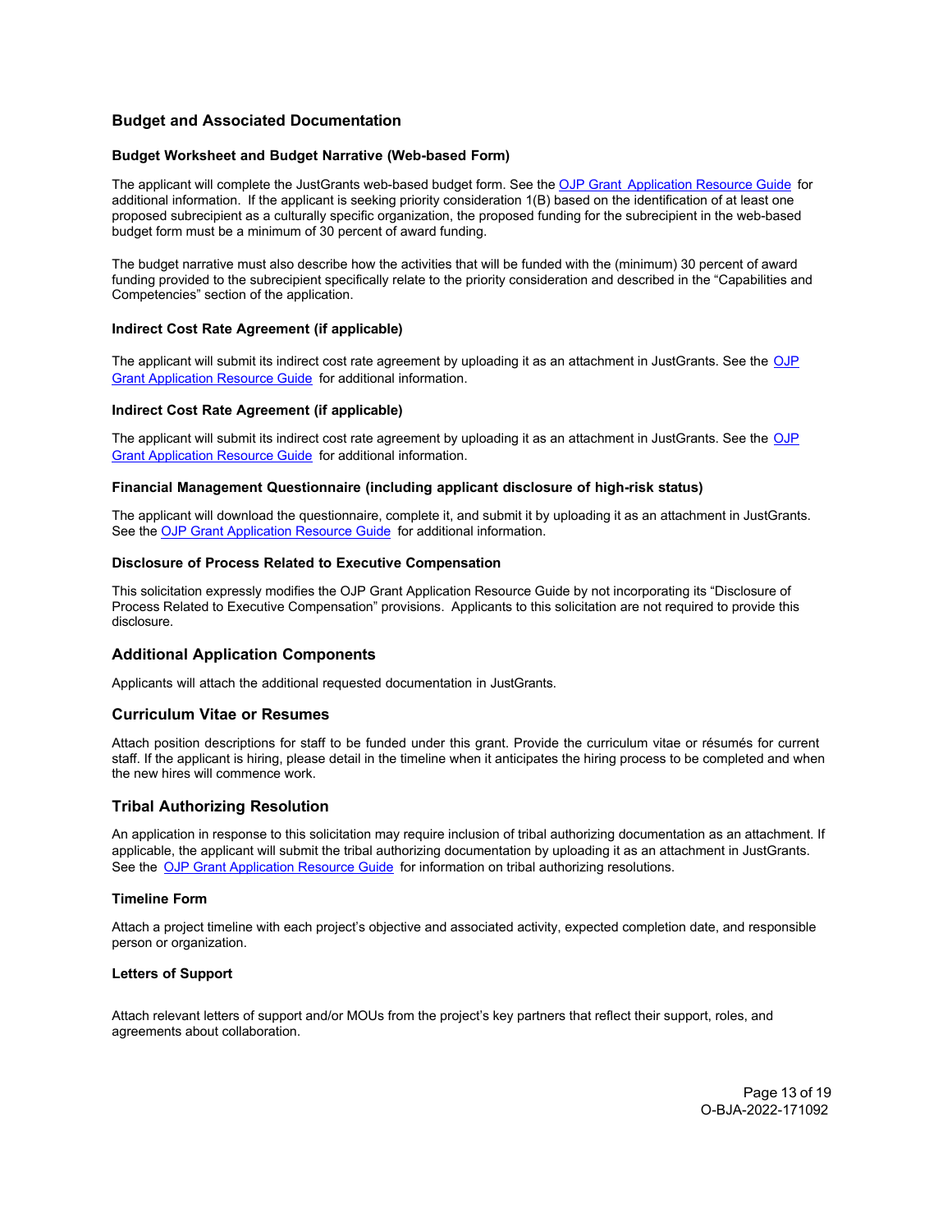## Budget and Associated Documentation

### Budget Worksheet and Budget Narrative (Web-based Form)

The applicant will complete the JustGrants web-based budget form. See the [OJP Grant Application Resource Guide] for additional information. If the applicant is seeking priority consideration 1(B) based on the identification of at least one proposed subrecipient as a culturally specific organization, the proposed funding for the subrecipient in the web-based budget form must be a minimum of 30 percent of award funding.

The budget narrative must also describe how the activities that will be funded with the (minimum) 30 percent of award funding provided to the subrecipient specifically relate to the priority consideration and described in the "Capabilities and Competencies" section of the application.

### Indirect Cost Rate Agreement (if applicable)

The applicant will submit its indirect cost rate agreement by uploading it as an attachment in JustGrants. See the OJP Grant Application Resource Guide for additional information.

### Indirect Cost Rate Agreement (if applicable)

The applicant will submit its indirect cost rate agreement by uploading it as an attachment in JustGrants. See the OJP Grant Application Resource Guide for additional information.

### Financial Management Questionnaire (including applicant disclosure of high-risk status)

The applicant will download the questionnaire, complete it, and submit it by uploading it as an attachment in JustGrants. See the OJP Grant Application Resource Guide for additional information.

### Disclosure of Process Related to Executive Compensation

This solicitation expressly modifies the OJP Grant Application Resource Guide by not incorporating its "Disclosure of Process Related to Executive Compensation" provisions. Applicants to this solicitation are not required to provide this disclosure.

## Additional Application Components

Applicants will attach the additional requested documentation in JustGrants.

## Curriculum Vitae or Resumes

Attach position descriptions for staff to be funded under this grant. Provide the curriculum vitae or résumés for current staff. If the applicant is hiring, please detail in the timeline when it anticipates the hiring process to be completed and when the new hires will commence work.

## Tribal Authorizing Resolution

An application in response to this solicitation may require inclusion of tribal authorizing documentation as an attachment. If applicable, the applicant will submit the tribal authorizing documentation by uploading it as an attachment in JustGrants. See the OJP Grant Application Resource Guide for information on tribal authorizing resolutions.

### Timeline Form

Attach a project timeline with each project's objective and associated activity, expected completion date, and responsible person or organization.

### Letters of Support

Attach relevant letters of support and/or MOUs from the project's key partners that reflect their support, roles, and agreements about collaboration.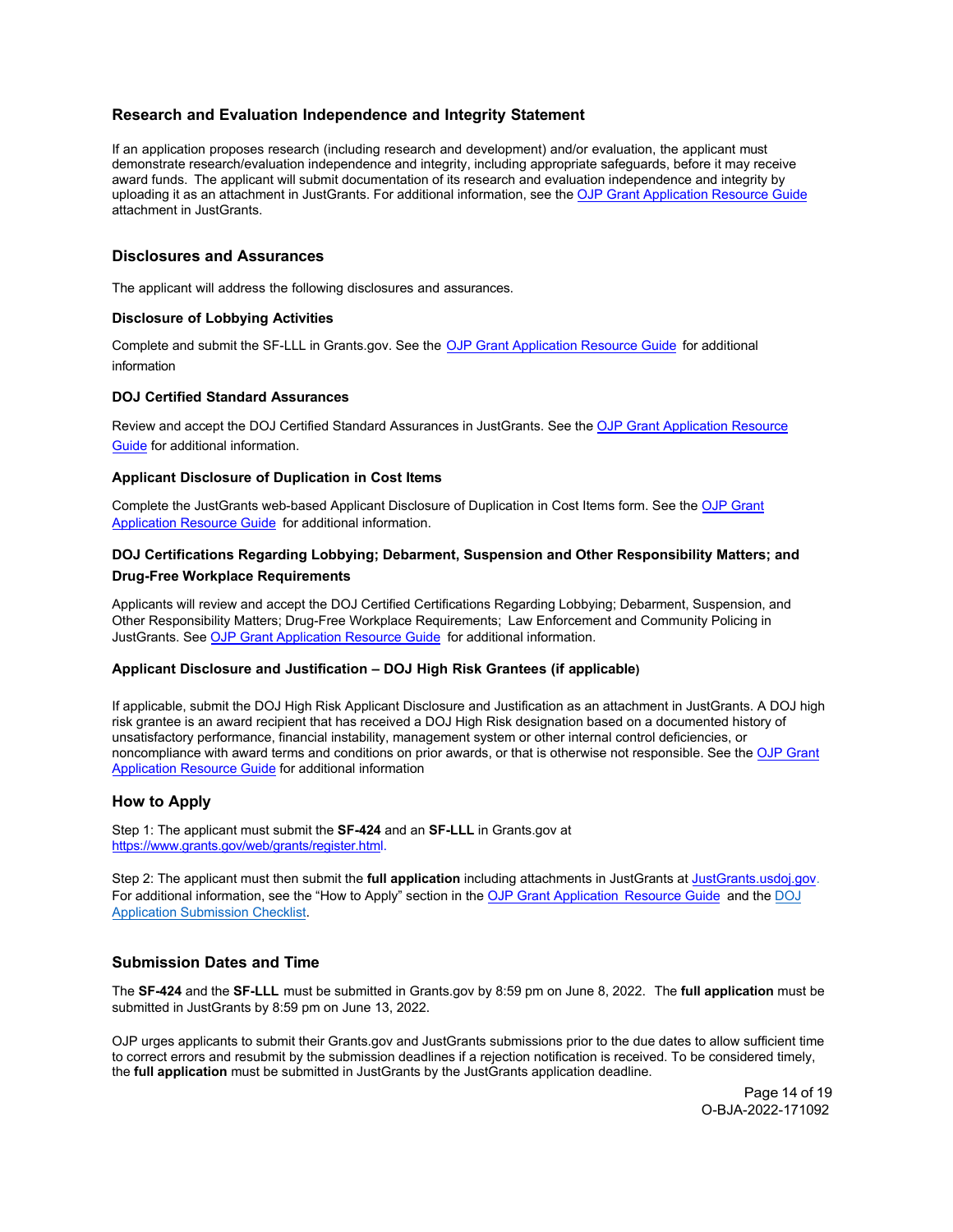### Research and Evaluation Independence and Integrity Statement

If an application proposes research (including research and development) and/or evaluation, the applicant must demonstrate research/evaluation independence and integrity, including appropriate safeguards, before it may receive award funds. The applicant will submit documentation of its research and evaluation independence and integrity by uploading it as an attachment in JustGrants. For additional information, see the OJP Grant Application Resource Guide attachment in JustGrants.

### Disclosures and Assurances

The applicant will address the following disclosures and assurances.

#### Disclosure of Lobbying Activities

Complete and submit the SF-LLL in Grants.gov. See the OJP Grant Application Resource Guide for additional information

#### DOJ Certified Standard Assurances

Review and accept the DOJ Certified Standard Assurances in JustGrants. See the OJP Grant Application Resource Guide for additional information.

#### Applicant Disclosure of Duplication in Cost Items

Complete the JustGrants web-based Applicant Disclosure of Duplication in Cost Items form. See the OJP Grant Application Resource Guide for additional information.

#### DOJ Certifications Regarding Lobbying; Debarment, Suspension and Other Responsibility Matters; and Drug-Free Workplace Requirements

Applicants will review and accept the DOJ Certified Certifications Regarding Lobbying; Debarment, Suspension, and Other Responsibility Matters; Drug-Free Workplace Requirements; Law Enforcement and Community Policing in JustGrants. See OJP Grant Application Resource Guide for additional information.

#### Applicant Disclosure and Justification – DOJ High Risk Grantees (if applicable)

If applicable, submit the DOJ High Risk Applicant Disclosure and Justification as an attachment in JustGrants. A DOJ high risk grantee is an award recipient that has received a DOJ High Risk designation based on a documented history of unsatisfactory performance, financial instability, management system or other internal control deficiencies, or noncompliance with award terms and conditions on prior awards, or that is otherwise not responsible. See the OJP Grant Application Resource Guide for additional information

### How to Apply

Step 1: The applicant must submit the **SF-424** and an **SF-LLL** in Grants.gov at https://www.grants.gov/web/grants/register.html.

Step 2: The applicant must then submit the **full application** including attachments in JustGrants at JustGrants.usdoj.gov. For additional information, see the "How to Apply" section in the OJP Grant Application Resource Guide and the DOJ Application Submission Checklist.

### Submission Dates and Time

The **SF-424** and the **SF-LLL** must be submitted in Grants.gov by 8:59 pm on June 8, 2022. The **full application** must be submitted in JustGrants by 8:59 pm on June 13, 2022.

OJP urges applicants to submit their Grants.gov and JustGrants submissions prior to the due dates to allow sufficient time to correct errors and resubmit by the submission deadlines if a rejection notification is received. To be considered timely, the **full application** must be submitted in JustGrants by the JustGrants application deadline.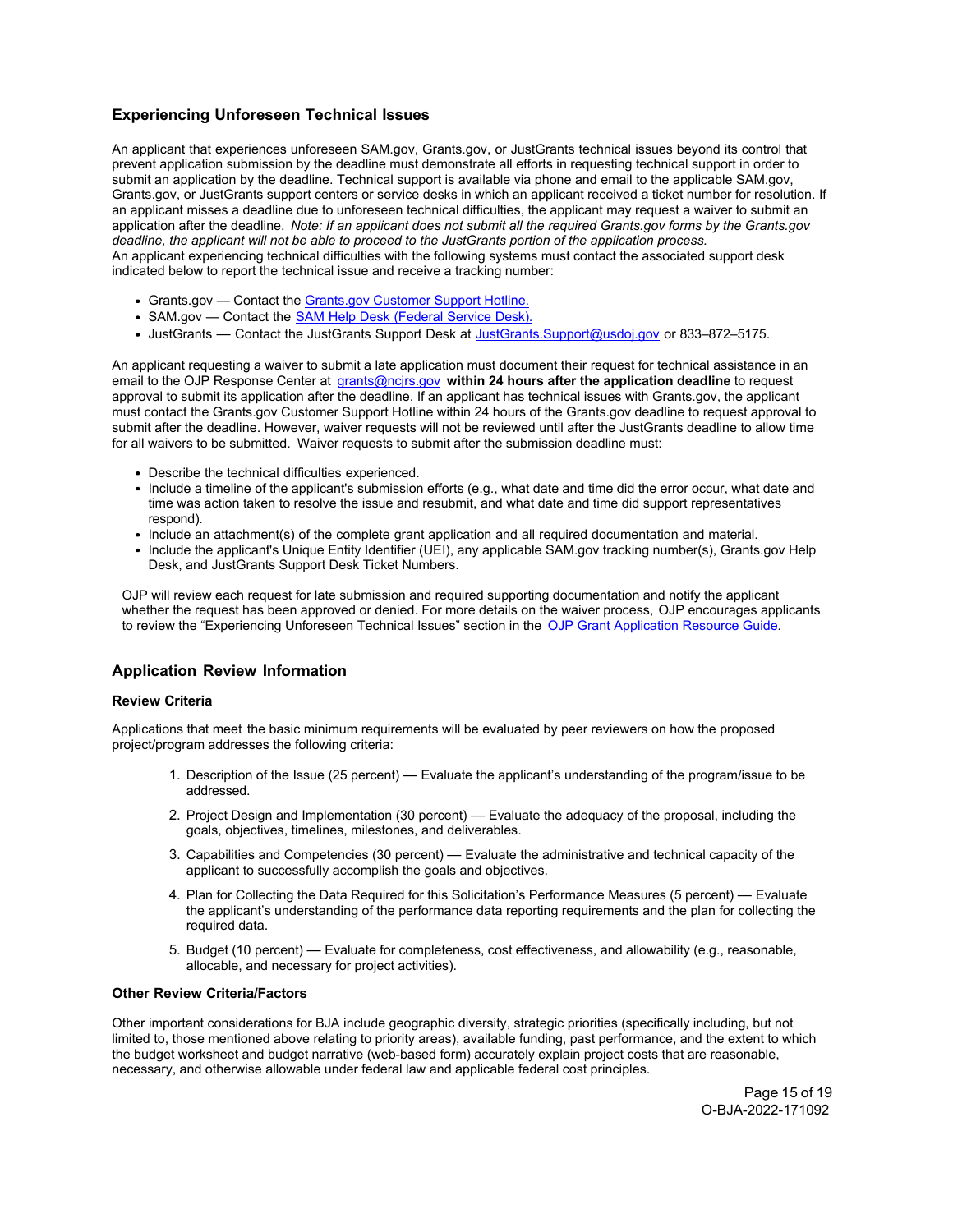## Experiencing Unforeseen Technical Issues

An applicant that experiences unforeseen SAM.gov, Grants.gov, or JustGrants technical issues beyond its control that prevent application submission by the deadline must demonstrate all efforts in requesting technical support in order to submit an application by the deadline. Technical support is available via phone and email to the applicable SAM.gov, Grants.gov, or JustGrants support centers or service desks in which an applicant received a ticket number for resolution. If an applicant misses a deadline due to unforeseen technical difficulties, the applicant may request a waiver to submit an application after the deadline. *Note: If an applicant does not submit all the required Grants.gov forms by the Grants.gov deadline, the applicant will not be able to proceed to the JustGrants portion of the application process.*

An applicant experiencing technical difficulties with the following systems must contact the associated support desk indicated below to report the technical issue and receive a tracking number:

- Grants.gov — Contact the Grants.gov Customer Support Hotline.
- SAM.gov — Contact the SAM Help Desk (Federal Service Desk).
- JustGrants — Contact the JustGrants Support Desk at JustGrants.Support@usdoj.gov or 833–872–5175.

An applicant requesting a waiver to submit a late application must document their request for technical assistance in an email to the OJP Response Center at grants@ncjrs.gov **within 24 hours after the application deadline** to request approval to submit its application after the deadline. If an applicant has technical issues with Grants.gov, the applicant must contact the Grants.gov Customer Support Hotline within 24 hours of the Grants.gov deadline to request approval to submit after the deadline. However, waiver requests will not be reviewed until after the JustGrants deadline to allow time for all waivers to be submitted. Waiver requests to submit after the submission deadline must:

- Describe the technical difficulties experienced.
- Include a timeline of the applicant's submission efforts (e.g., what date and time did the error occur, what date and time was action taken to resolve the issue and resubmit, and what date and time did support representatives respond).
- Include an attachment(s) of the complete grant application and all required documentation and material.
- Include the applicant's Unique Entity Identifier (UEI), any applicable SAM.gov tracking number(s), Grants.gov Help Desk, and JustGrants Support Desk Ticket Numbers.

OJP will review each request for late submission and required supporting documentation and notify the applicant whether the request has been approved or denied. For more details on the waiver process, OJP encourages applicants to review the "Experiencing Unforeseen Technical Issues" section in the OJP Grant Application Resource Guide.

## Application Review Information

### Review Criteria

Applications that meet the basic minimum requirements will be evaluated by peer reviewers on how the proposed project/program addresses the following criteria:

1. Description of the Issue (25 percent) — Evaluate the applicant's understanding of the program/issue to be addressed.
2. Project Design and Implementation (30 percent) — Evaluate the adequacy of the proposal, including the goals, objectives, timelines, milestones, and deliverables.
3. Capabilities and Competencies (30 percent) — Evaluate the administrative and technical capacity of the applicant to successfully accomplish the goals and objectives.
4. Plan for Collecting the Data Required for this Solicitation's Performance Measures (5 percent) — Evaluate the applicant's understanding of the performance data reporting requirements and the plan for collecting the required data.
5. Budget (10 percent) — Evaluate for completeness, cost effectiveness, and allowability (e.g., reasonable, allocable, and necessary for project activities).

### Other Review Criteria/Factors

Other important considerations for BJA include geographic diversity, strategic priorities (specifically including, but not limited to, those mentioned above relating to priority areas), available funding, past performance, and the extent to which the budget worksheet and budget narrative (web-based form) accurately explain project costs that are reasonable, necessary, and otherwise allowable under federal law and applicable federal cost principles.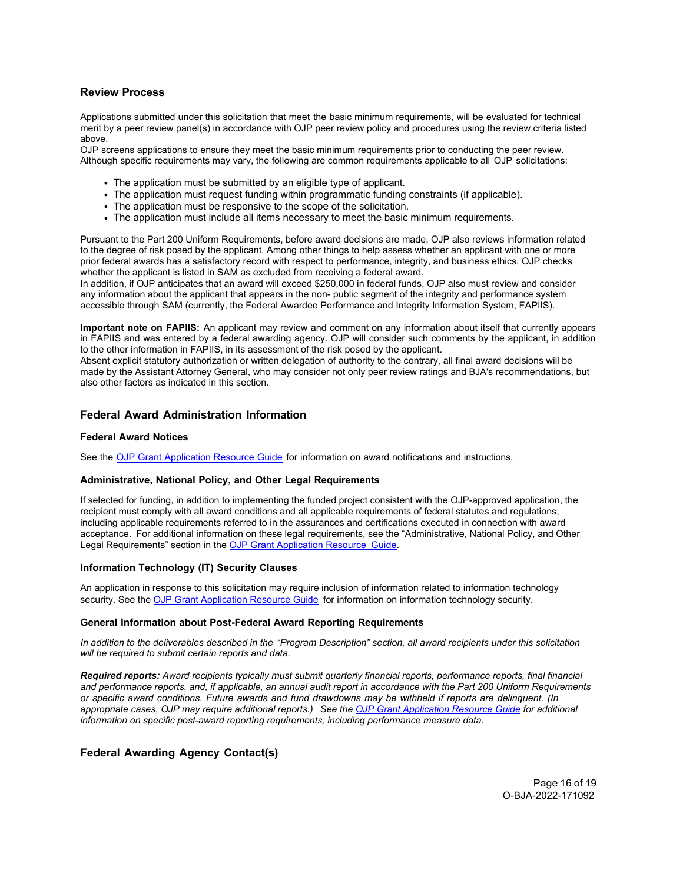### Review Process

Applications submitted under this solicitation that meet the basic minimum requirements, will be evaluated for technical merit by a peer review panel(s) in accordance with OJP peer review policy and procedures using the review criteria listed above.
OJP screens applications to ensure they meet the basic minimum requirements prior to conducting the peer review. Although specific requirements may vary, the following are common requirements applicable to all OJP solicitations:

- The application must be submitted by an eligible type of applicant.
- The application must request funding within programmatic funding constraints (if applicable).
- The application must be responsive to the scope of the solicitation.
- The application must include all items necessary to meet the basic minimum requirements.

Pursuant to the Part 200 Uniform Requirements, before award decisions are made, OJP also reviews information related to the degree of risk posed by the applicant. Among other things to help assess whether an applicant with one or more prior federal awards has a satisfactory record with respect to performance, integrity, and business ethics, OJP checks whether the applicant is listed in SAM as excluded from receiving a federal award.
In addition, if OJP anticipates that an award will exceed $250,000 in federal funds, OJP also must review and consider any information about the applicant that appears in the non- public segment of the integrity and performance system accessible through SAM (currently, the Federal Awardee Performance and Integrity Information System, FAPIIS).

**Important note on FAPIIS:** An applicant may review and comment on any information about itself that currently appears in FAPIIS and was entered by a federal awarding agency. OJP will consider such comments by the applicant, in addition to the other information in FAPIIS, in its assessment of the risk posed by the applicant.
Absent explicit statutory authorization or written delegation of authority to the contrary, all final award decisions will be made by the Assistant Attorney General, who may consider not only peer review ratings and BJA's recommendations, but also other factors as indicated in this section.

## Federal Award Administration Information

#### Federal Award Notices

See the [OJP Grant Application Resource Guide](https://www.ojp.gov/funding/apply/ojp-grant-application-resource-guide) for information on award notifications and instructions.

#### Administrative, National Policy, and Other Legal Requirements

If selected for funding, in addition to implementing the funded project consistent with the OJP-approved application, the recipient must comply with all award conditions and all applicable requirements of federal statutes and regulations, including applicable requirements referred to in the assurances and certifications executed in connection with award acceptance. For additional information on these legal requirements, see the "Administrative, National Policy, and Other Legal Requirements" section in the [OJP Grant Application Resource Guide](https://www.ojp.gov/funding/apply/ojp-grant-application-resource-guide).

#### Information Technology (IT) Security Clauses

An application in response to this solicitation may require inclusion of information related to information technology security. See the [OJP Grant Application Resource Guide](https://www.ojp.gov/funding/apply/ojp-grant-application-resource-guide) for information on information technology security.

#### General Information about Post-Federal Award Reporting Requirements

*In addition to the deliverables described in the "Program Description" section, all award recipients under this solicitation will be required to submit certain reports and data.*

***Required reports:*** *Award recipients typically must submit quarterly financial reports, performance reports, final financial and performance reports, and, if applicable, an annual audit report in accordance with the Part 200 Uniform Requirements or specific award conditions. Future awards and fund drawdowns may be withheld if reports are delinquent. (In appropriate cases, OJP may require additional reports.) See the [OJP Grant Application Resource Guide](https://www.ojp.gov/funding/apply/ojp-grant-application-resource-guide) for additional information on specific post-award reporting requirements, including performance measure data.*

## Federal Awarding Agency Contact(s)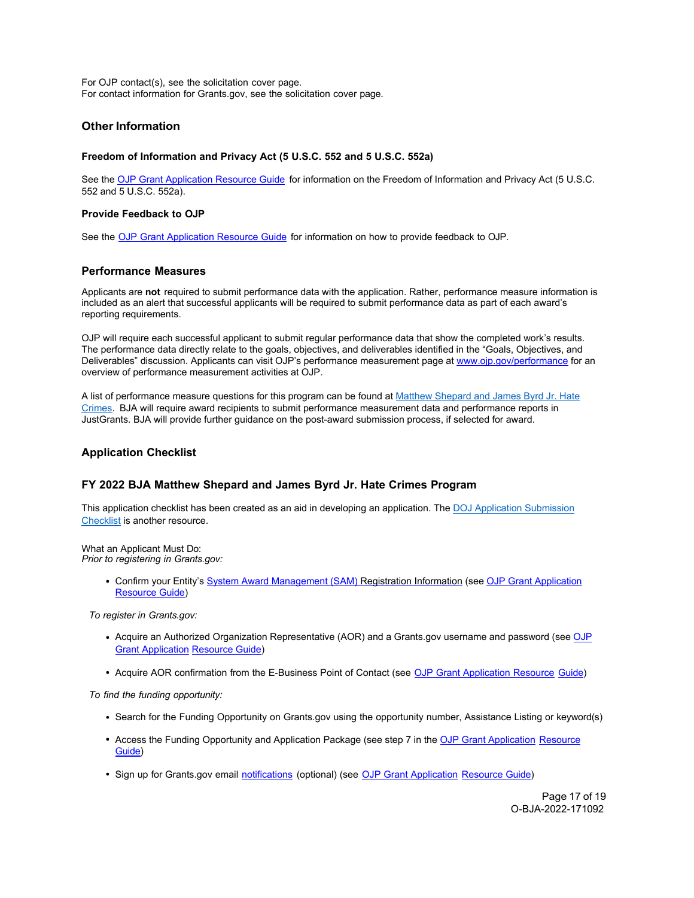For OJP contact(s), see the solicitation cover page.
For contact information for Grants.gov, see the solicitation cover page.

## Other Information

### Freedom of Information and Privacy Act (5 U.S.C. 552 and 5 U.S.C. 552a)

See the OJP Grant Application Resource Guide for information on the Freedom of Information and Privacy Act (5 U.S.C. 552 and 5 U.S.C. 552a).

### Provide Feedback to OJP

See the OJP Grant Application Resource Guide for information on how to provide feedback to OJP.

## Performance Measures

Applicants are **not** required to submit performance data with the application. Rather, performance measure information is included as an alert that successful applicants will be required to submit performance data as part of each award's reporting requirements.

OJP will require each successful applicant to submit regular performance data that show the completed work's results. The performance data directly relate to the goals, objectives, and deliverables identified in the "Goals, Objectives, and Deliverables" discussion. Applicants can visit OJP's performance measurement page at www.ojp.gov/performance for an overview of performance measurement activities at OJP.

A list of performance measure questions for this program can be found at Matthew Shepard and James Byrd Jr. Hate Crimes. BJA will require award recipients to submit performance measurement data and performance reports in JustGrants. BJA will provide further guidance on the post-award submission process, if selected for award.

## Application Checklist

### FY 2022 BJA Matthew Shepard and James Byrd Jr. Hate Crimes Program

This application checklist has been created as an aid in developing an application. The DOJ Application Submission Checklist is another resource.

What an Applicant Must Do:
*Prior to registering in Grants.gov:*

- Confirm your Entity's System Award Management (SAM) Registration Information (see OJP Grant Application Resource Guide)

*To register in Grants.gov:*

- Acquire an Authorized Organization Representative (AOR) and a Grants.gov username and password (see OJP Grant Application Resource Guide)
- Acquire AOR confirmation from the E-Business Point of Contact (see OJP Grant Application Resource Guide)

*To find the funding opportunity:*

- Search for the Funding Opportunity on Grants.gov using the opportunity number, Assistance Listing or keyword(s)
- Access the Funding Opportunity and Application Package (see step 7 in the OJP Grant Application Resource Guide)
- Sign up for Grants.gov email notifications (optional) (see OJP Grant Application Resource Guide)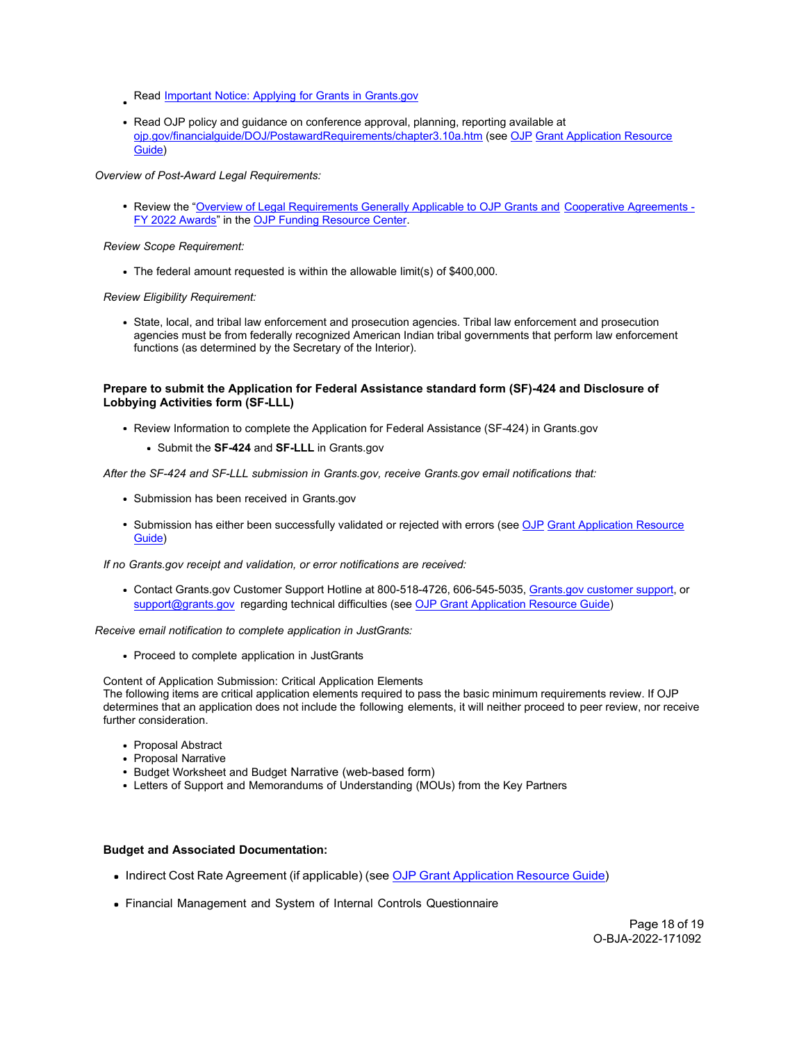- Read [Important Notice: Applying for Grants in Grants.gov](https://www.grants.gov)
- Read OJP policy and guidance on conference approval, planning, reporting available at [ojp.gov/financialguide/DOJ/PostawardRequirements/chapter3.10a.htm](https://ojp.gov/financialguide/DOJ/PostawardRequirements/chapter3.10a.htm) (see [OJP](https://www.ojp.gov) [Grant Application Resource Guide](https://www.ojp.gov))

*Overview of Post-Award Legal Requirements:*

- Review the "[Overview of Legal Requirements Generally Applicable to OJP Grants and](https://www.ojp.gov) [Cooperative Agreements - FY 2022 Awards](https://www.ojp.gov)" in the [OJP Funding Resource Center](https://www.ojp.gov).

*Review Scope Requirement:*

- The federal amount requested is within the allowable limit(s) of $400,000.

*Review Eligibility Requirement:*

- State, local, and tribal law enforcement and prosecution agencies. Tribal law enforcement and prosecution agencies must be from federally recognized American Indian tribal governments that perform law enforcement functions (as determined by the Secretary of the Interior).

**Prepare to submit the Application for Federal Assistance standard form (SF)-424 and Disclosure of Lobbying Activities form (SF-LLL)**

- Review Information to complete the Application for Federal Assistance (SF-424) in Grants.gov
  - Submit the **SF-424** and **SF-LLL** in Grants.gov

*After the SF-424 and SF-LLL submission in Grants.gov, receive Grants.gov email notifications that:*

- Submission has been received in Grants.gov
- Submission has either been successfully validated or rejected with errors (see [OJP](https://www.ojp.gov) [Grant Application Resource Guide](https://www.ojp.gov))

*If no Grants.gov receipt and validation, or error notifications are received:*

- Contact Grants.gov Customer Support Hotline at 800-518-4726, 606-545-5035, [Grants.gov customer support](https://www.grants.gov), or [support@grants.gov](mailto:support@grants.gov) regarding technical difficulties (see [OJP Grant Application Resource Guide](https://www.ojp.gov))

*Receive email notification to complete application in JustGrants:*

- Proceed to complete application in JustGrants

Content of Application Submission: Critical Application Elements
The following items are critical application elements required to pass the basic minimum requirements review. If OJP determines that an application does not include the following elements, it will neither proceed to peer review, nor receive further consideration.

- Proposal Abstract
- Proposal Narrative
- Budget Worksheet and Budget Narrative (web-based form)
- Letters of Support and Memorandums of Understanding (MOUs) from the Key Partners

**Budget and Associated Documentation:**

- Indirect Cost Rate Agreement (if applicable) (see [OJP Grant Application Resource Guide](https://www.ojp.gov))
- Financial Management and System of Internal Controls Questionnaire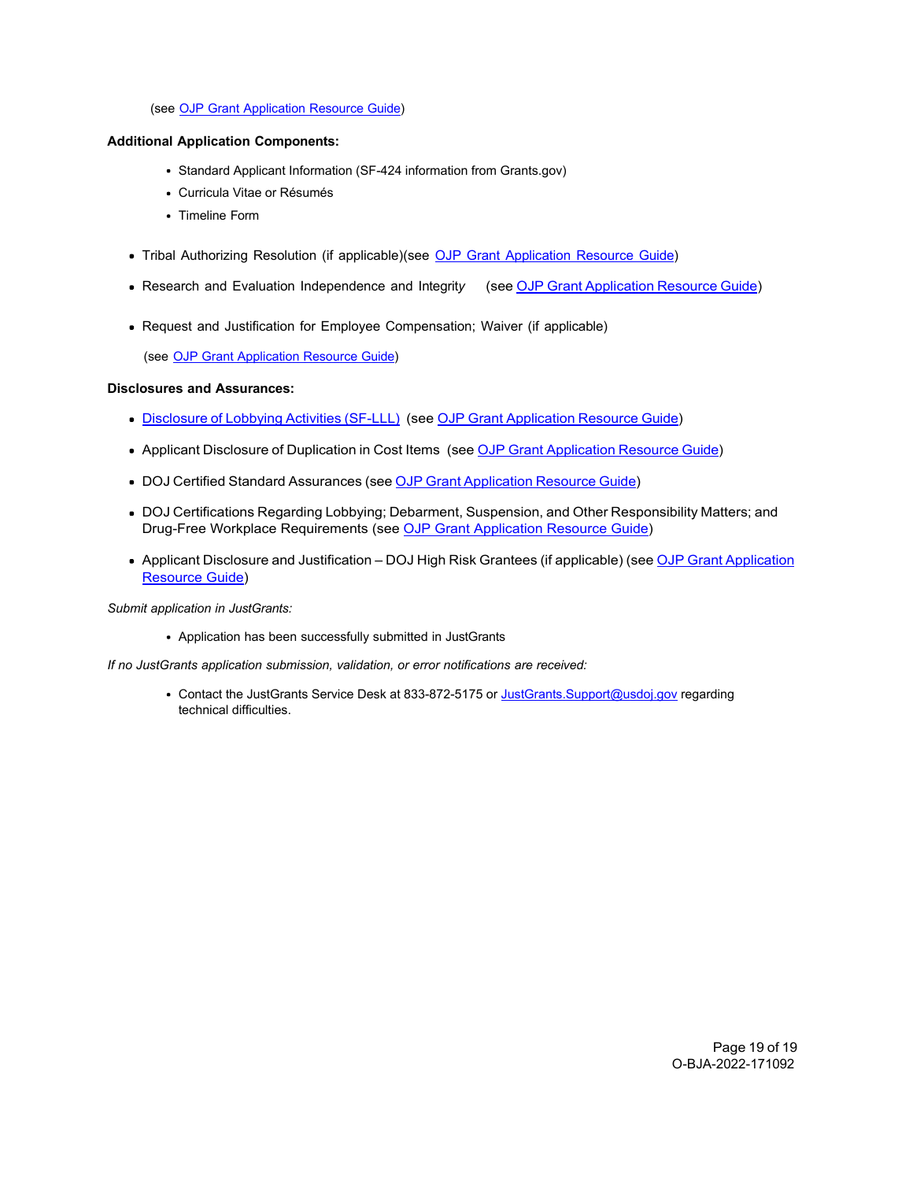(see OJP Grant Application Resource Guide)

**Additional Application Components:**

- Standard Applicant Information (SF-424 information from Grants.gov)
- Curricula Vitae or Résumés
- Timeline Form

- Tribal Authorizing Resolution (if applicable)(see OJP Grant Application Resource Guide)
- Research and Evaluation Independence and Integrity (see OJP Grant Application Resource Guide)
- Request and Justification for Employee Compensation; Waiver (if applicable)

  (see OJP Grant Application Resource Guide)

**Disclosures and Assurances:**

- Disclosure of Lobbying Activities (SF-LLL) (see OJP Grant Application Resource Guide)
- Applicant Disclosure of Duplication in Cost Items (see OJP Grant Application Resource Guide)
- DOJ Certified Standard Assurances (see OJP Grant Application Resource Guide)
- DOJ Certifications Regarding Lobbying; Debarment, Suspension, and Other Responsibility Matters; and Drug-Free Workplace Requirements (see OJP Grant Application Resource Guide)
- Applicant Disclosure and Justification – DOJ High Risk Grantees (if applicable) (see OJP Grant Application Resource Guide)

*Submit application in JustGrants:*

- Application has been successfully submitted in JustGrants

*If no JustGrants application submission, validation, or error notifications are received:*

- Contact the JustGrants Service Desk at 833-872-5175 or JustGrants.Support@usdoj.gov regarding technical difficulties.